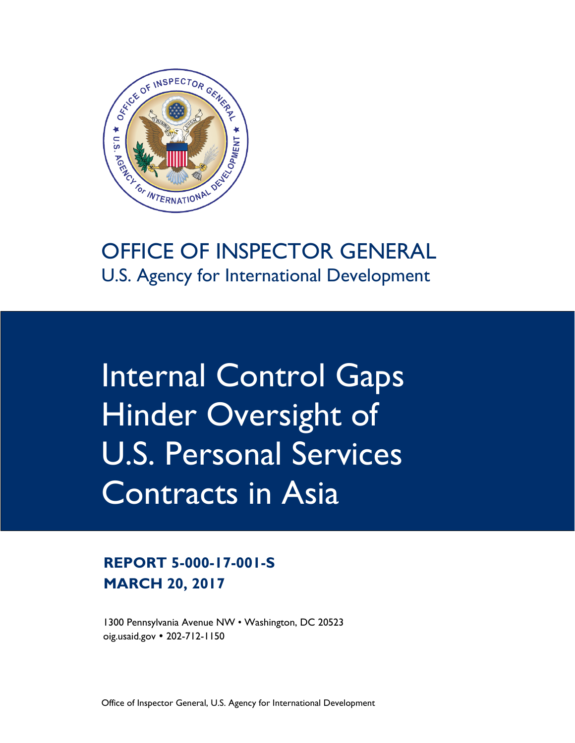# OFFICE OF INSPECTOR GENERAL

U.S. Agency for International Development

# Internal Control Gaps Hinder Oversight of U.S. Personal Services Contracts in Asia

**REPORT 5-000-17-001-S**
**MARCH 20, 2017**

1300 Pennsylvania Avenue NW • Washington, DC 20523
oig.usaid.gov • 202-712-1150

Office of Inspector General, U.S. Agency for International Development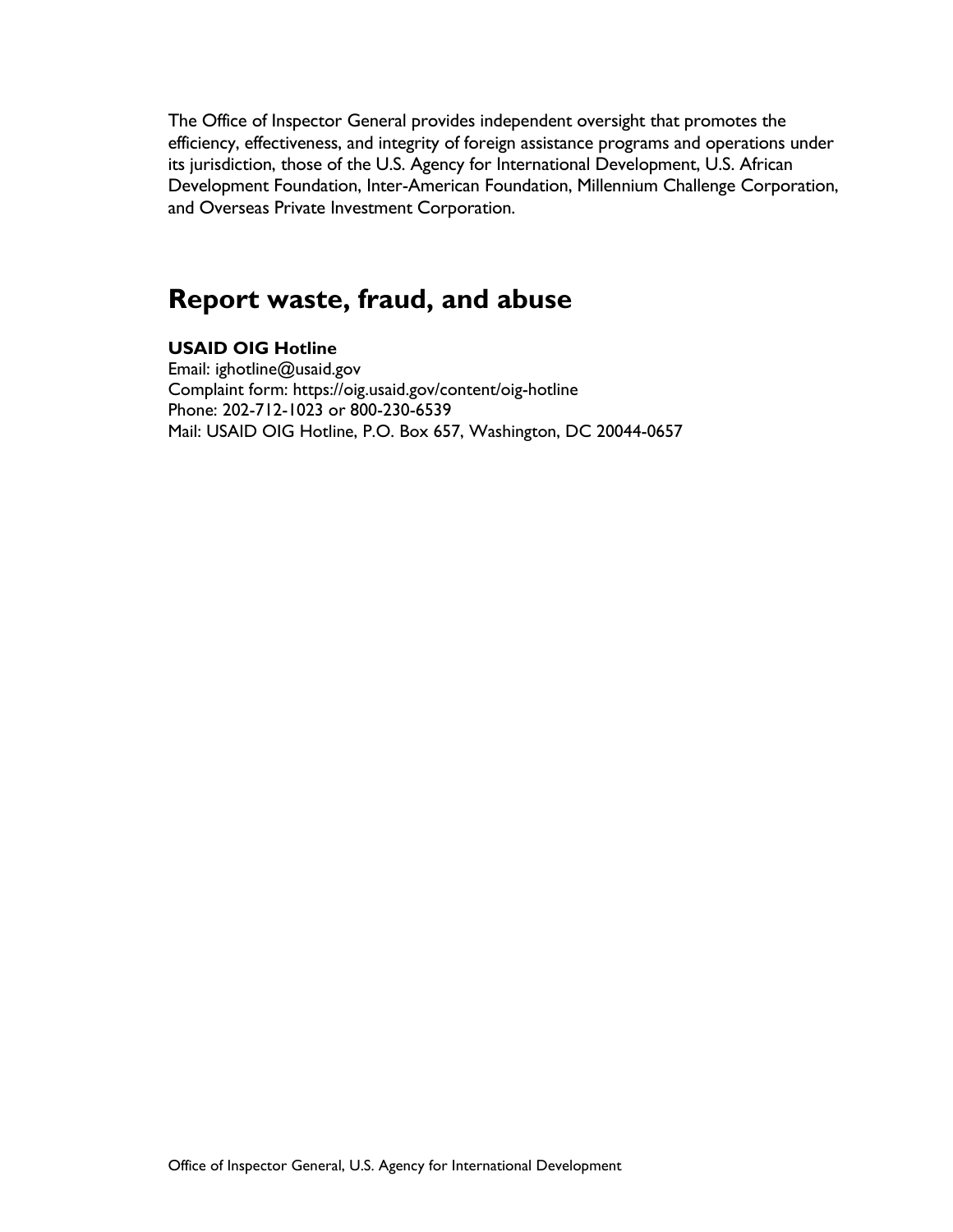The Office of Inspector General provides independent oversight that promotes the efficiency, effectiveness, and integrity of foreign assistance programs and operations under its jurisdiction, those of the U.S. Agency for International Development, U.S. African Development Foundation, Inter-American Foundation, Millennium Challenge Corporation, and Overseas Private Investment Corporation.

## Report waste, fraud, and abuse

**USAID OIG Hotline**
Email: ighotline@usaid.gov
Complaint form: https://oig.usaid.gov/content/oig-hotline
Phone: 202-712-1023 or 800-230-6539
Mail: USAID OIG Hotline, P.O. Box 657, Washington, DC 20044-0657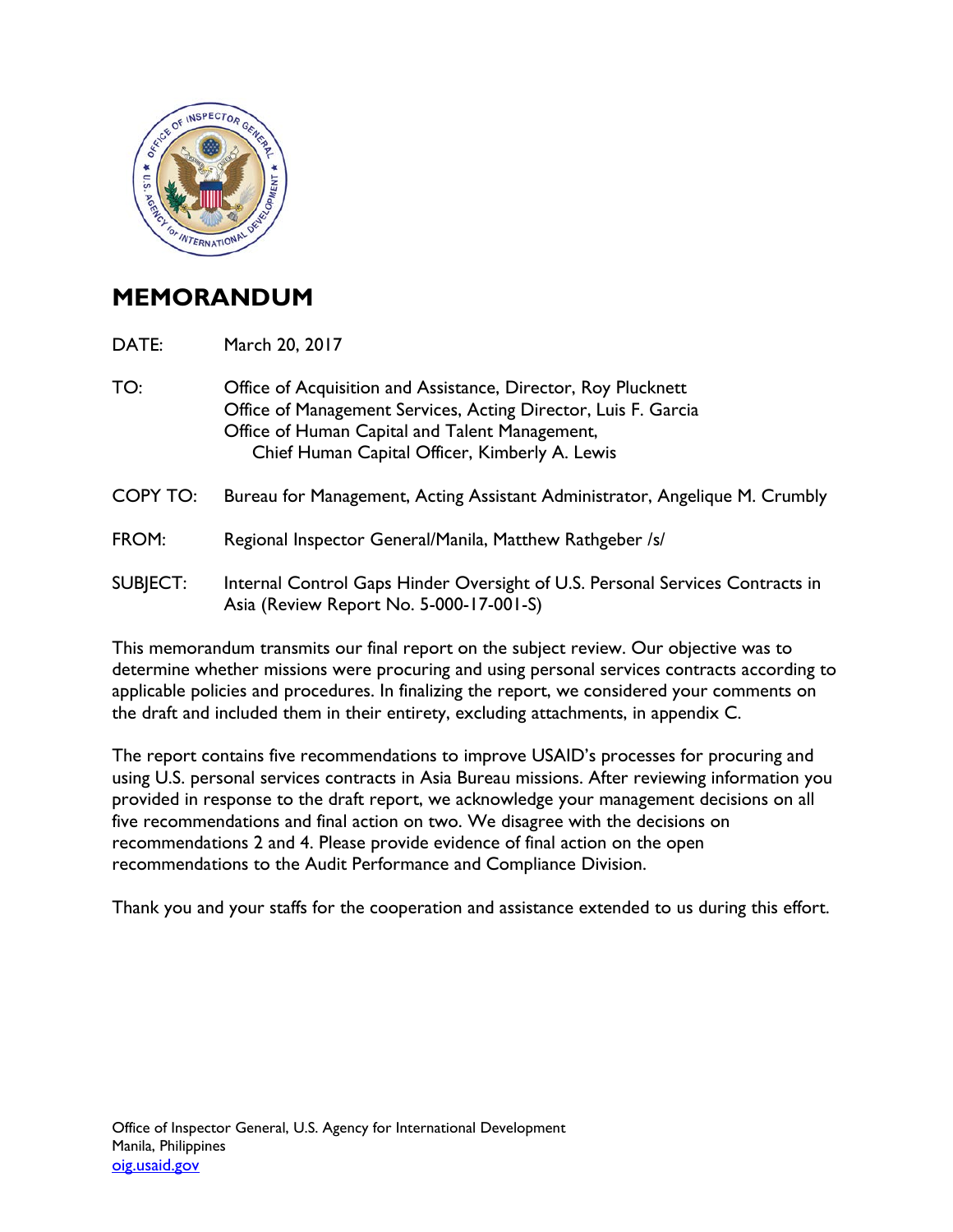# MEMORANDUM

DATE: March 20, 2017

TO: Office of Acquisition and Assistance, Director, Roy Plucknett
Office of Management Services, Acting Director, Luis F. Garcia
Office of Human Capital and Talent Management,
Chief Human Capital Officer, Kimberly A. Lewis

COPY TO: Bureau for Management, Acting Assistant Administrator, Angelique M. Crumbly

FROM: Regional Inspector General/Manila, Matthew Rathgeber /s/

SUBJECT: Internal Control Gaps Hinder Oversight of U.S. Personal Services Contracts in Asia (Review Report No. 5-000-17-001-S)

This memorandum transmits our final report on the subject review. Our objective was to determine whether missions were procuring and using personal services contracts according to applicable policies and procedures. In finalizing the report, we considered your comments on the draft and included them in their entirety, excluding attachments, in appendix C.

The report contains five recommendations to improve USAID's processes for procuring and using U.S. personal services contracts in Asia Bureau missions. After reviewing information you provided in response to the draft report, we acknowledge your management decisions on all five recommendations and final action on two. We disagree with the decisions on recommendations 2 and 4. Please provide evidence of final action on the open recommendations to the Audit Performance and Compliance Division.

Thank you and your staffs for the cooperation and assistance extended to us during this effort.

Office of Inspector General, U.S. Agency for International Development
Manila, Philippines
oig.usaid.gov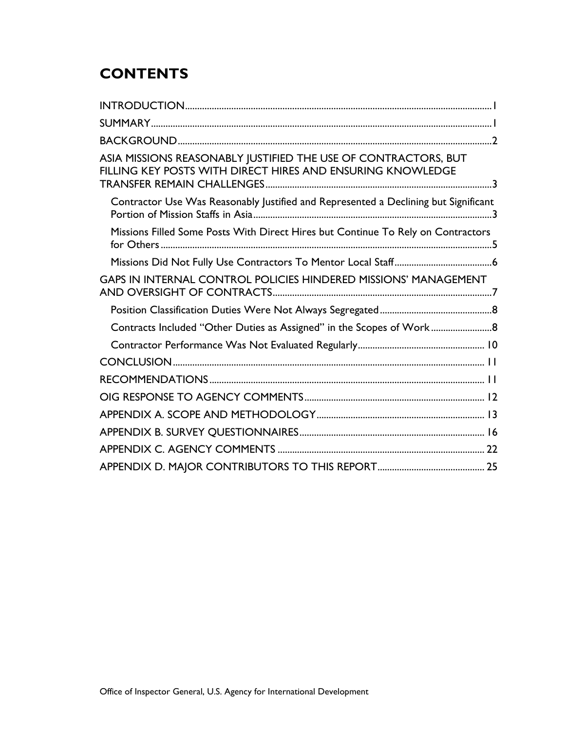# CONTENTS

INTRODUCTION ..... 1

SUMMARY ..... 1

BACKGROUND ..... 2

ASIA MISSIONS REASONABLY JUSTIFIED THE USE OF CONTRACTORS, BUT FILLING KEY POSTS WITH DIRECT HIRES AND ENSURING KNOWLEDGE TRANSFER REMAIN CHALLENGES ..... 3

- Contractor Use Was Reasonably Justified and Represented a Declining but Significant Portion of Mission Staffs in Asia ..... 3
- Missions Filled Some Posts With Direct Hires but Continue To Rely on Contractors for Others ..... 5
- Missions Did Not Fully Use Contractors To Mentor Local Staff ..... 6

GAPS IN INTERNAL CONTROL POLICIES HINDERED MISSIONS' MANAGEMENT AND OVERSIGHT OF CONTRACTS ..... 7

- Position Classification Duties Were Not Always Segregated ..... 8
- Contracts Included "Other Duties as Assigned" in the Scopes of Work ..... 8
- Contractor Performance Was Not Evaluated Regularly ..... 10

CONCLUSION ..... 11

RECOMMENDATIONS ..... 11

OIG RESPONSE TO AGENCY COMMENTS ..... 12

APPENDIX A. SCOPE AND METHODOLOGY ..... 13

APPENDIX B. SURVEY QUESTIONNAIRES ..... 16

APPENDIX C. AGENCY COMMENTS ..... 22

APPENDIX D. MAJOR CONTRIBUTORS TO THIS REPORT ..... 25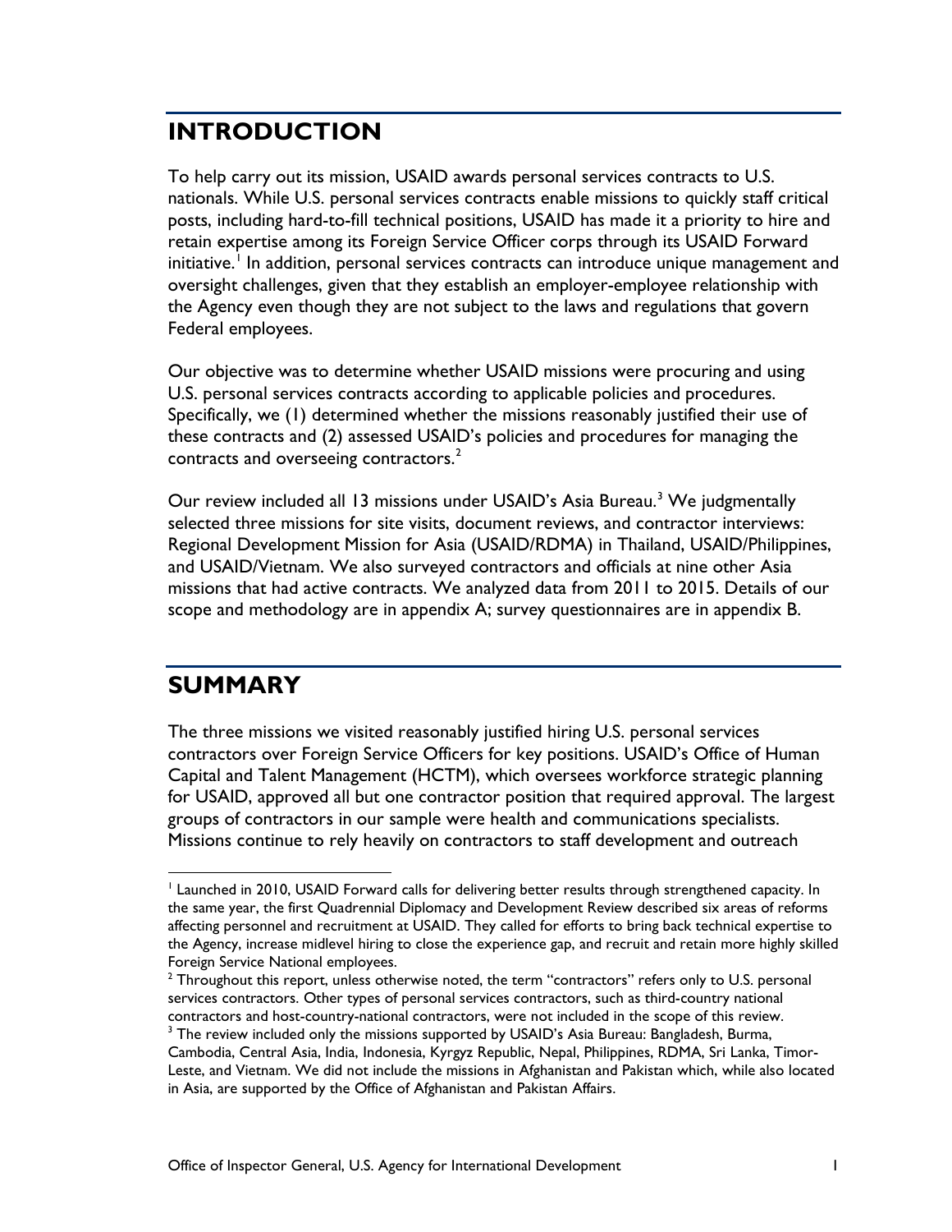# INTRODUCTION

To help carry out its mission, USAID awards personal services contracts to U.S. nationals. While U.S. personal services contracts enable missions to quickly staff critical posts, including hard-to-fill technical positions, USAID has made it a priority to hire and retain expertise among its Foreign Service Officer corps through its USAID Forward initiative.[1] In addition, personal services contracts can introduce unique management and oversight challenges, given that they establish an employer-employee relationship with the Agency even though they are not subject to the laws and regulations that govern Federal employees.

Our objective was to determine whether USAID missions were procuring and using U.S. personal services contracts according to applicable policies and procedures. Specifically, we (1) determined whether the missions reasonably justified their use of these contracts and (2) assessed USAID's policies and procedures for managing the contracts and overseeing contractors.[2]

Our review included all 13 missions under USAID's Asia Bureau.[3] We judgmentally selected three missions for site visits, document reviews, and contractor interviews: Regional Development Mission for Asia (USAID/RDMA) in Thailand, USAID/Philippines, and USAID/Vietnam. We also surveyed contractors and officials at nine other Asia missions that had active contracts. We analyzed data from 2011 to 2015. Details of our scope and methodology are in appendix A; survey questionnaires are in appendix B.

# SUMMARY

The three missions we visited reasonably justified hiring U.S. personal services contractors over Foreign Service Officers for key positions. USAID's Office of Human Capital and Talent Management (HCTM), which oversees workforce strategic planning for USAID, approved all but one contractor position that required approval. The largest groups of contractors in our sample were health and communications specialists. Missions continue to rely heavily on contractors to staff development and outreach

[1] Launched in 2010, USAID Forward calls for delivering better results through strengthened capacity. In the same year, the first Quadrennial Diplomacy and Development Review described six areas of reforms affecting personnel and recruitment at USAID. They called for efforts to bring back technical expertise to the Agency, increase midlevel hiring to close the experience gap, and recruit and retain more highly skilled Foreign Service National employees.

[2] Throughout this report, unless otherwise noted, the term "contractors" refers only to U.S. personal services contractors. Other types of personal services contractors, such as third-country national contractors and host-country-national contractors, were not included in the scope of this review.

[3] The review included only the missions supported by USAID's Asia Bureau: Bangladesh, Burma, Cambodia, Central Asia, India, Indonesia, Kyrgyz Republic, Nepal, Philippines, RDMA, Sri Lanka, Timor-Leste, and Vietnam. We did not include the missions in Afghanistan and Pakistan which, while also located in Asia, are supported by the Office of Afghanistan and Pakistan Affairs.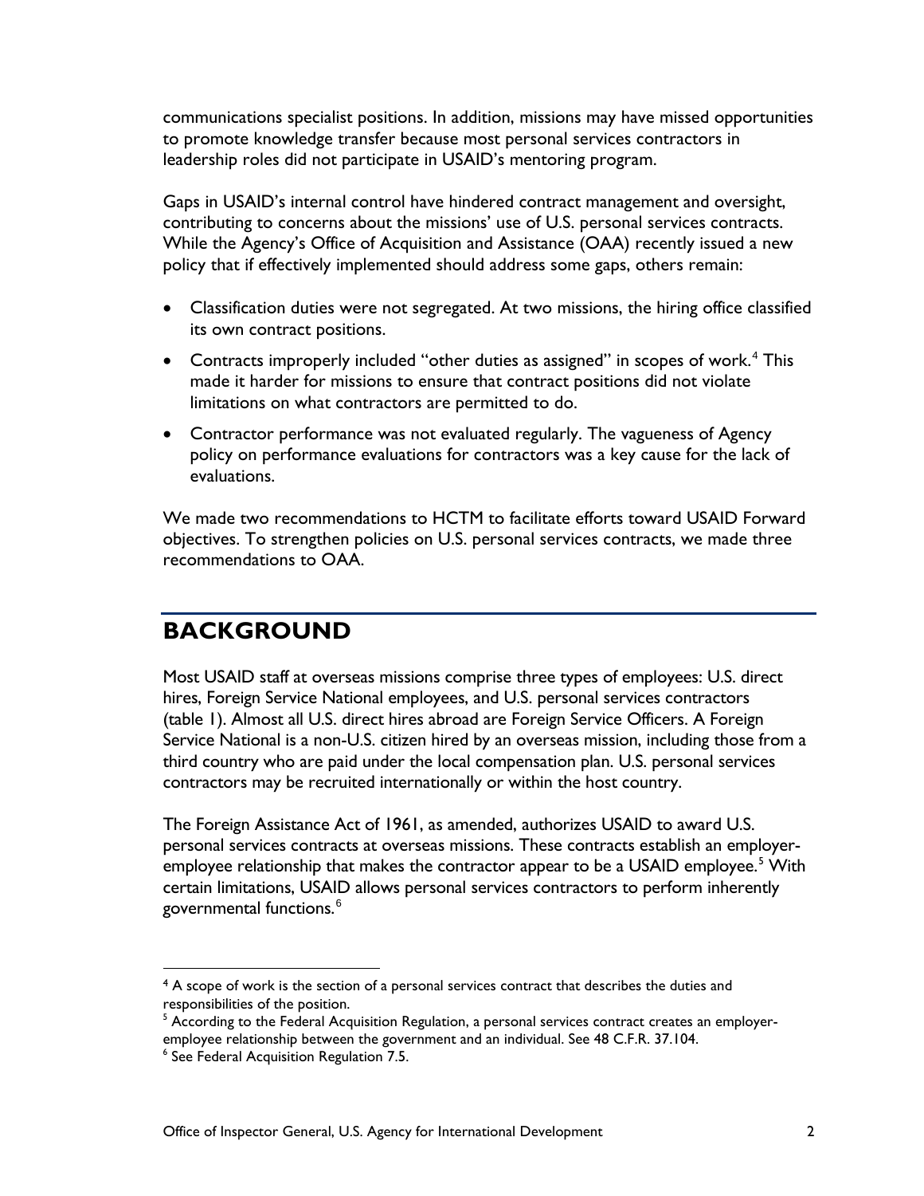communications specialist positions. In addition, missions may have missed opportunities to promote knowledge transfer because most personal services contractors in leadership roles did not participate in USAID's mentoring program.

Gaps in USAID's internal control have hindered contract management and oversight, contributing to concerns about the missions' use of U.S. personal services contracts. While the Agency's Office of Acquisition and Assistance (OAA) recently issued a new policy that if effectively implemented should address some gaps, others remain:

- Classification duties were not segregated. At two missions, the hiring office classified its own contract positions.
- Contracts improperly included "other duties as assigned" in scopes of work.[4] This made it harder for missions to ensure that contract positions did not violate limitations on what contractors are permitted to do.
- Contractor performance was not evaluated regularly. The vagueness of Agency policy on performance evaluations for contractors was a key cause for the lack of evaluations.

We made two recommendations to HCTM to facilitate efforts toward USAID Forward objectives. To strengthen policies on U.S. personal services contracts, we made three recommendations to OAA.

## BACKGROUND

Most USAID staff at overseas missions comprise three types of employees: U.S. direct hires, Foreign Service National employees, and U.S. personal services contractors (table 1). Almost all U.S. direct hires abroad are Foreign Service Officers. A Foreign Service National is a non-U.S. citizen hired by an overseas mission, including those from a third country who are paid under the local compensation plan. U.S. personal services contractors may be recruited internationally or within the host country.

The Foreign Assistance Act of 1961, as amended, authorizes USAID to award U.S. personal services contracts at overseas missions. These contracts establish an employer-employee relationship that makes the contractor appear to be a USAID employee.[5] With certain limitations, USAID allows personal services contractors to perform inherently governmental functions.[6]

---

[4] A scope of work is the section of a personal services contract that describes the duties and responsibilities of the position.

[5] According to the Federal Acquisition Regulation, a personal services contract creates an employer-employee relationship between the government and an individual. See 48 C.F.R. 37.104.

[6] See Federal Acquisition Regulation 7.5.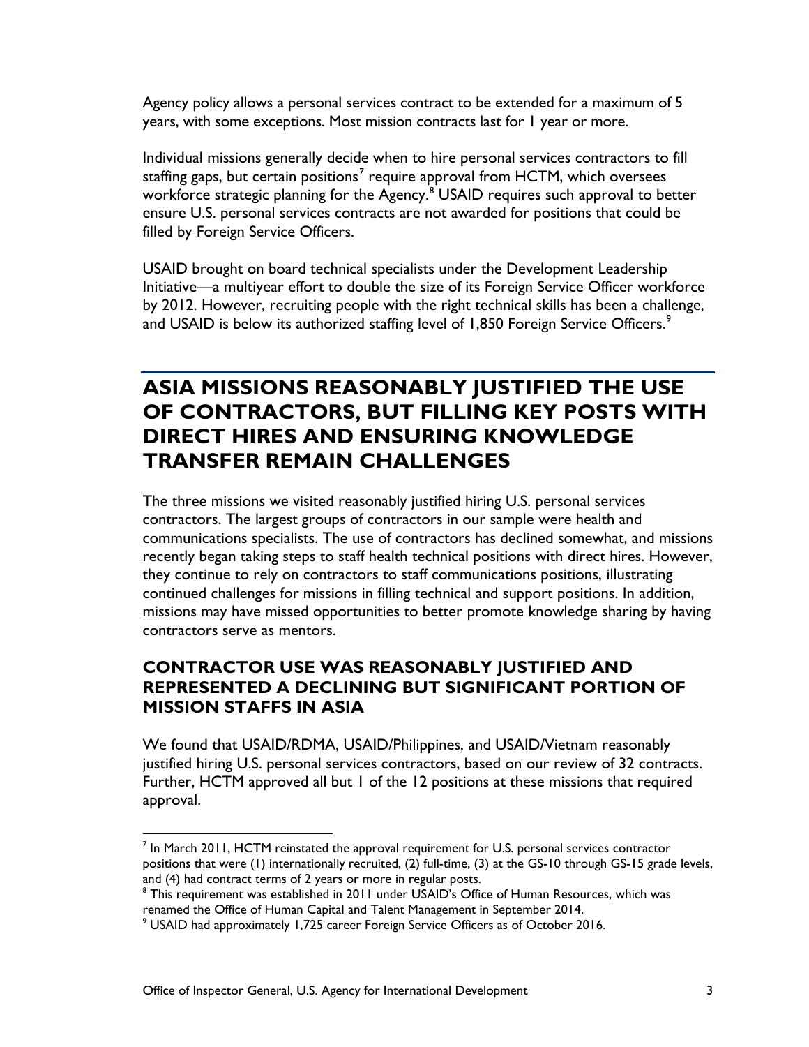Agency policy allows a personal services contract to be extended for a maximum of 5 years, with some exceptions. Most mission contracts last for 1 year or more.

Individual missions generally decide when to hire personal services contractors to fill staffing gaps, but certain positions[7] require approval from HCTM, which oversees workforce strategic planning for the Agency.[8] USAID requires such approval to better ensure U.S. personal services contracts are not awarded for positions that could be filled by Foreign Service Officers.

USAID brought on board technical specialists under the Development Leadership Initiative—a multiyear effort to double the size of its Foreign Service Officer workforce by 2012. However, recruiting people with the right technical skills has been a challenge, and USAID is below its authorized staffing level of 1,850 Foreign Service Officers.[9]

## ASIA MISSIONS REASONABLY JUSTIFIED THE USE OF CONTRACTORS, BUT FILLING KEY POSTS WITH DIRECT HIRES AND ENSURING KNOWLEDGE TRANSFER REMAIN CHALLENGES

The three missions we visited reasonably justified hiring U.S. personal services contractors. The largest groups of contractors in our sample were health and communications specialists. The use of contractors has declined somewhat, and missions recently began taking steps to staff health technical positions with direct hires. However, they continue to rely on contractors to staff communications positions, illustrating continued challenges for missions in filling technical and support positions. In addition, missions may have missed opportunities to better promote knowledge sharing by having contractors serve as mentors.

### CONTRACTOR USE WAS REASONABLY JUSTIFIED AND REPRESENTED A DECLINING BUT SIGNIFICANT PORTION OF MISSION STAFFS IN ASIA

We found that USAID/RDMA, USAID/Philippines, and USAID/Vietnam reasonably justified hiring U.S. personal services contractors, based on our review of 32 contracts. Further, HCTM approved all but 1 of the 12 positions at these missions that required approval.

---

[7] In March 2011, HCTM reinstated the approval requirement for U.S. personal services contractor positions that were (1) internationally recruited, (2) full-time, (3) at the GS-10 through GS-15 grade levels, and (4) had contract terms of 2 years or more in regular posts.

[8] This requirement was established in 2011 under USAID's Office of Human Resources, which was renamed the Office of Human Capital and Talent Management in September 2014.

[9] USAID had approximately 1,725 career Foreign Service Officers as of October 2016.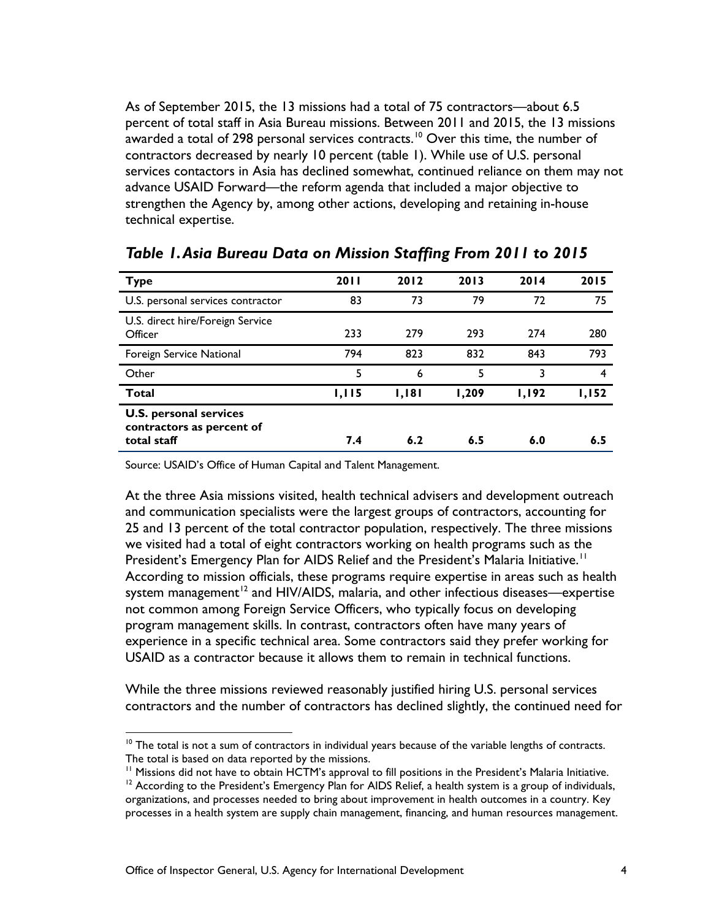As of September 2015, the 13 missions had a total of 75 contractors—about 6.5 percent of total staff in Asia Bureau missions. Between 2011 and 2015, the 13 missions awarded a total of 298 personal services contracts.[10] Over this time, the number of contractors decreased by nearly 10 percent (table 1). While use of U.S. personal services contactors in Asia has declined somewhat, continued reliance on them may not advance USAID Forward—the reform agenda that included a major objective to strengthen the Agency by, among other actions, developing and retaining in-house technical expertise.

***Table 1. Asia Bureau Data on Mission Staffing From 2011 to 2015***

| Type | 2011 | 2012 | 2013 | 2014 | 2015 |
|---|---|---|---|---|---|
| U.S. personal services contractor | 83 | 73 | 79 | 72 | 75 |
| U.S. direct hire/Foreign Service Officer | 233 | 279 | 293 | 274 | 280 |
| Foreign Service National | 794 | 823 | 832 | 843 | 793 |
| Other | 5 | 6 | 5 | 3 | 4 |
| **Total** | **1,115** | **1,181** | **1,209** | **1,192** | **1,152** |
| **U.S. personal services contractors as percent of total staff** | **7.4** | **6.2** | **6.5** | **6.0** | **6.5** |

Source: USAID's Office of Human Capital and Talent Management.

At the three Asia missions visited, health technical advisers and development outreach and communication specialists were the largest groups of contractors, accounting for 25 and 13 percent of the total contractor population, respectively. The three missions we visited had a total of eight contractors working on health programs such as the President's Emergency Plan for AIDS Relief and the President's Malaria Initiative.[11] According to mission officials, these programs require expertise in areas such as health system management[12] and HIV/AIDS, malaria, and other infectious diseases—expertise not common among Foreign Service Officers, who typically focus on developing program management skills. In contrast, contractors often have many years of experience in a specific technical area. Some contractors said they prefer working for USAID as a contractor because it allows them to remain in technical functions.

While the three missions reviewed reasonably justified hiring U.S. personal services contractors and the number of contractors has declined slightly, the continued need for

[10] The total is not a sum of contractors in individual years because of the variable lengths of contracts. The total is based on data reported by the missions.

[11] Missions did not have to obtain HCTM's approval to fill positions in the President's Malaria Initiative.

[12] According to the President's Emergency Plan for AIDS Relief, a health system is a group of individuals, organizations, and processes needed to bring about improvement in health outcomes in a country. Key processes in a health system are supply chain management, financing, and human resources management.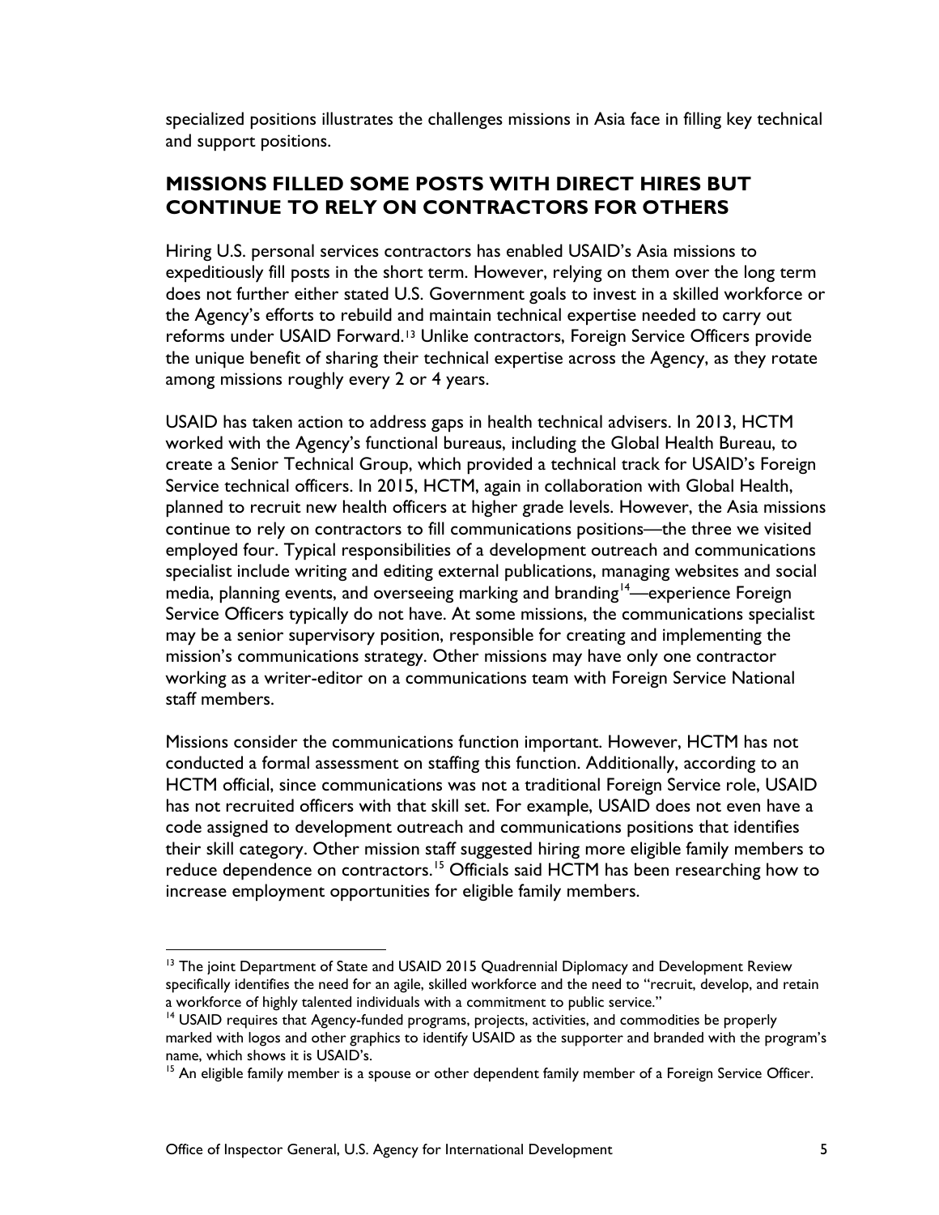specialized positions illustrates the challenges missions in Asia face in filling key technical and support positions.

## MISSIONS FILLED SOME POSTS WITH DIRECT HIRES BUT CONTINUE TO RELY ON CONTRACTORS FOR OTHERS

Hiring U.S. personal services contractors has enabled USAID's Asia missions to expeditiously fill posts in the short term. However, relying on them over the long term does not further either stated U.S. Government goals to invest in a skilled workforce or the Agency's efforts to rebuild and maintain technical expertise needed to carry out reforms under USAID Forward.[13] Unlike contractors, Foreign Service Officers provide the unique benefit of sharing their technical expertise across the Agency, as they rotate among missions roughly every 2 or 4 years.

USAID has taken action to address gaps in health technical advisers. In 2013, HCTM worked with the Agency's functional bureaus, including the Global Health Bureau, to create a Senior Technical Group, which provided a technical track for USAID's Foreign Service technical officers. In 2015, HCTM, again in collaboration with Global Health, planned to recruit new health officers at higher grade levels. However, the Asia missions continue to rely on contractors to fill communications positions—the three we visited employed four. Typical responsibilities of a development outreach and communications specialist include writing and editing external publications, managing websites and social media, planning events, and overseeing marking and branding[14]—experience Foreign Service Officers typically do not have. At some missions, the communications specialist may be a senior supervisory position, responsible for creating and implementing the mission's communications strategy. Other missions may have only one contractor working as a writer-editor on a communications team with Foreign Service National staff members.

Missions consider the communications function important. However, HCTM has not conducted a formal assessment on staffing this function. Additionally, according to an HCTM official, since communications was not a traditional Foreign Service role, USAID has not recruited officers with that skill set. For example, USAID does not even have a code assigned to development outreach and communications positions that identifies their skill category. Other mission staff suggested hiring more eligible family members to reduce dependence on contractors.[15] Officials said HCTM has been researching how to increase employment opportunities for eligible family members.

---

[13] The joint Department of State and USAID 2015 Quadrennial Diplomacy and Development Review specifically identifies the need for an agile, skilled workforce and the need to "recruit, develop, and retain a workforce of highly talented individuals with a commitment to public service."

[14] USAID requires that Agency-funded programs, projects, activities, and commodities be properly marked with logos and other graphics to identify USAID as the supporter and branded with the program's name, which shows it is USAID's.

[15] An eligible family member is a spouse or other dependent family member of a Foreign Service Officer.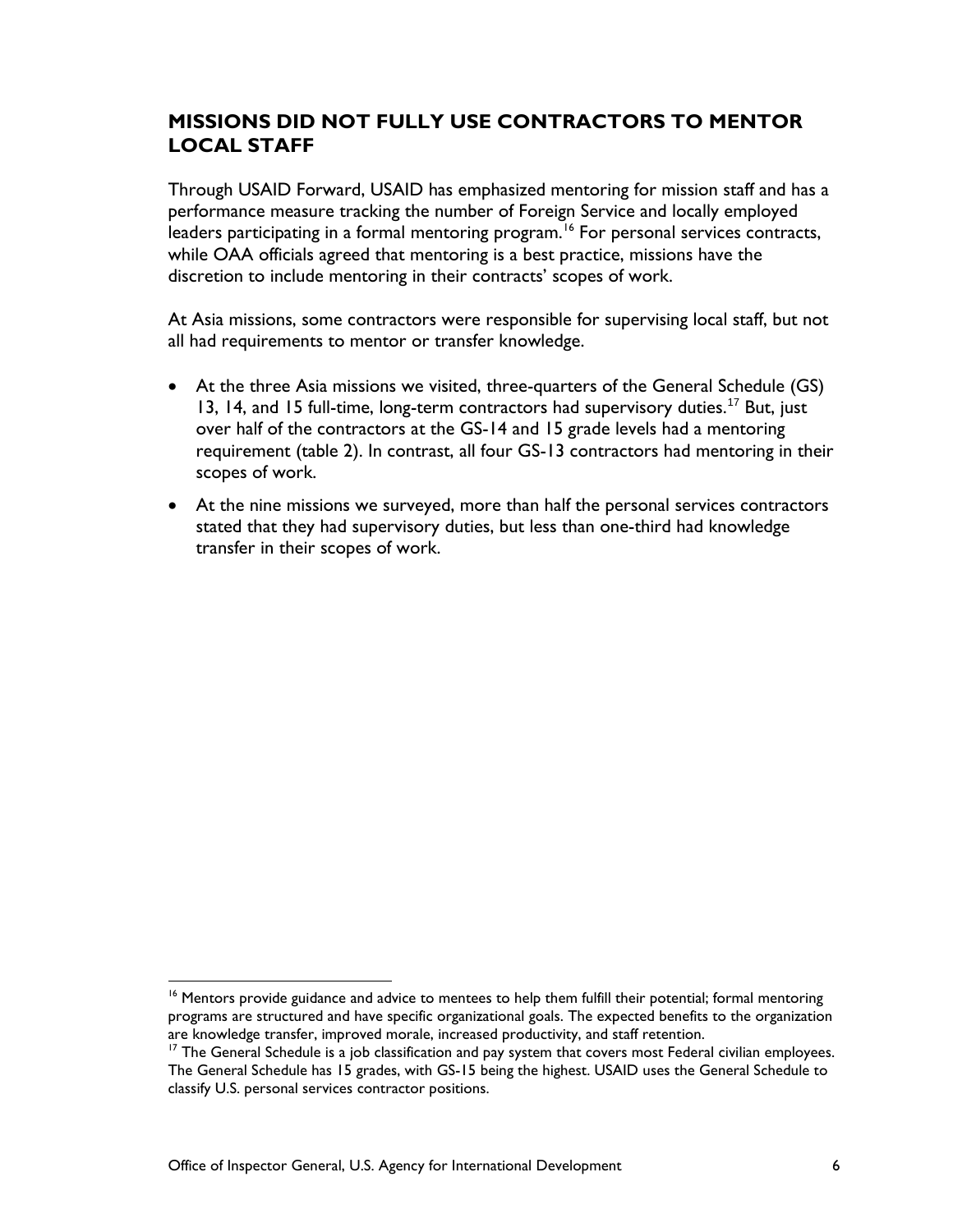## MISSIONS DID NOT FULLY USE CONTRACTORS TO MENTOR LOCAL STAFF

Through USAID Forward, USAID has emphasized mentoring for mission staff and has a performance measure tracking the number of Foreign Service and locally employed leaders participating in a formal mentoring program.[16] For personal services contracts, while OAA officials agreed that mentoring is a best practice, missions have the discretion to include mentoring in their contracts' scopes of work.

At Asia missions, some contractors were responsible for supervising local staff, but not all had requirements to mentor or transfer knowledge.

- At the three Asia missions we visited, three-quarters of the General Schedule (GS) 13, 14, and 15 full-time, long-term contractors had supervisory duties.[17] But, just over half of the contractors at the GS-14 and 15 grade levels had a mentoring requirement (table 2). In contrast, all four GS-13 contractors had mentoring in their scopes of work.
- At the nine missions we surveyed, more than half the personal services contractors stated that they had supervisory duties, but less than one-third had knowledge transfer in their scopes of work.

[16] Mentors provide guidance and advice to mentees to help them fulfill their potential; formal mentoring programs are structured and have specific organizational goals. The expected benefits to the organization are knowledge transfer, improved morale, increased productivity, and staff retention.

[17] The General Schedule is a job classification and pay system that covers most Federal civilian employees. The General Schedule has 15 grades, with GS-15 being the highest. USAID uses the General Schedule to classify U.S. personal services contractor positions.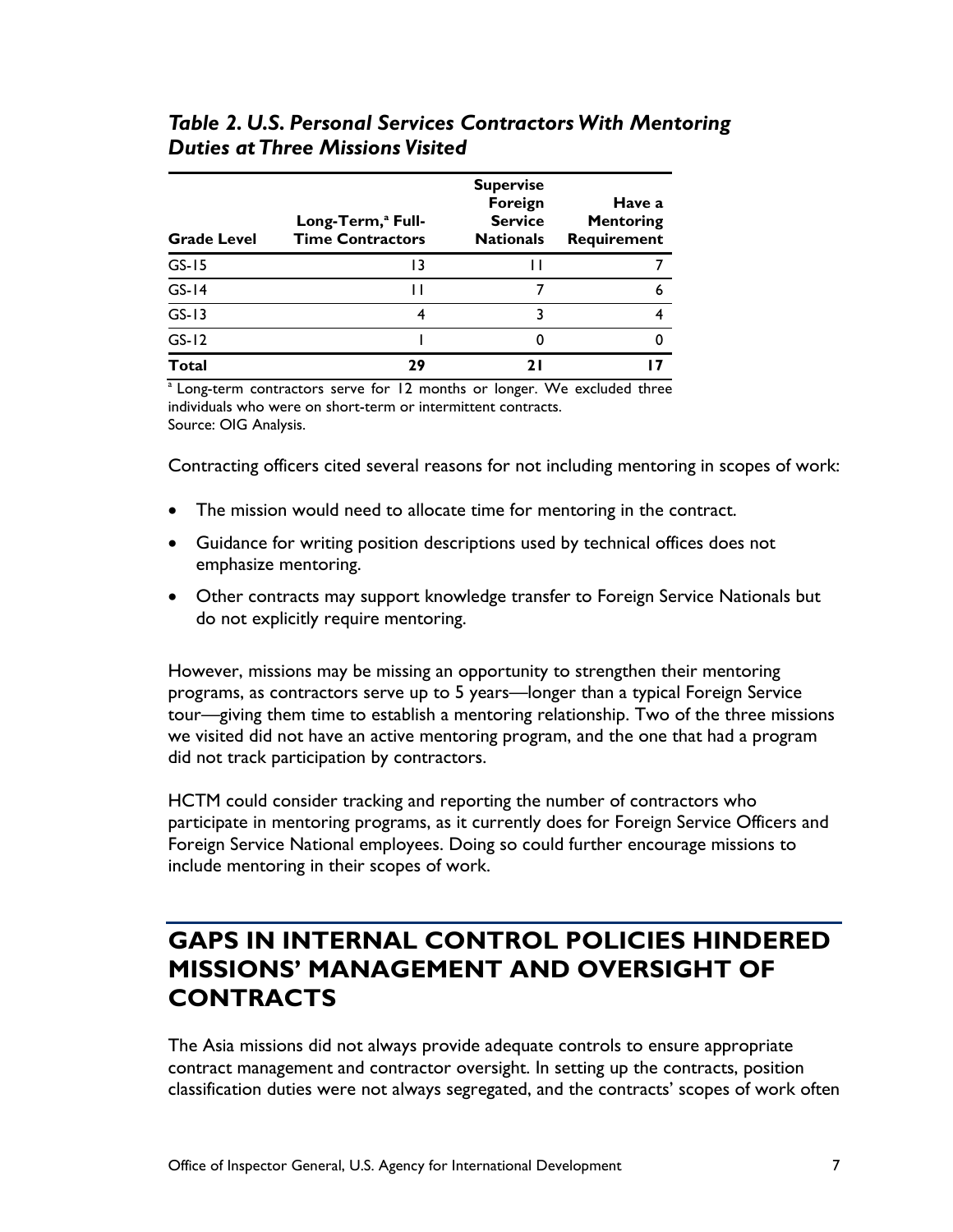*Table 2. U.S. Personal Services Contractors With Mentoring Duties at Three Missions Visited*

| Grade Level | Long-Term,[a] Full-Time Contractors | Supervise Foreign Service Nationals | Have a Mentoring Requirement |
|---|---|---|---|
| GS-15 | 13 | 11 | 7 |
| GS-14 | 11 | 7 | 6 |
| GS-13 | 4 | 3 | 4 |
| GS-12 | 1 | 0 | 0 |
| **Total** | **29** | **21** | **17** |

[a] Long-term contractors serve for 12 months or longer. We excluded three individuals who were on short-term or intermittent contracts.
Source: OIG Analysis.

Contracting officers cited several reasons for not including mentoring in scopes of work:

- The mission would need to allocate time for mentoring in the contract.
- Guidance for writing position descriptions used by technical offices does not emphasize mentoring.
- Other contracts may support knowledge transfer to Foreign Service Nationals but do not explicitly require mentoring.

However, missions may be missing an opportunity to strengthen their mentoring programs, as contractors serve up to 5 years—longer than a typical Foreign Service tour—giving them time to establish a mentoring relationship. Two of the three missions we visited did not have an active mentoring program, and the one that had a program did not track participation by contractors.

HCTM could consider tracking and reporting the number of contractors who participate in mentoring programs, as it currently does for Foreign Service Officers and Foreign Service National employees. Doing so could further encourage missions to include mentoring in their scopes of work.

## GAPS IN INTERNAL CONTROL POLICIES HINDERED MISSIONS' MANAGEMENT AND OVERSIGHT OF CONTRACTS

The Asia missions did not always provide adequate controls to ensure appropriate contract management and contractor oversight. In setting up the contracts, position classification duties were not always segregated, and the contracts' scopes of work often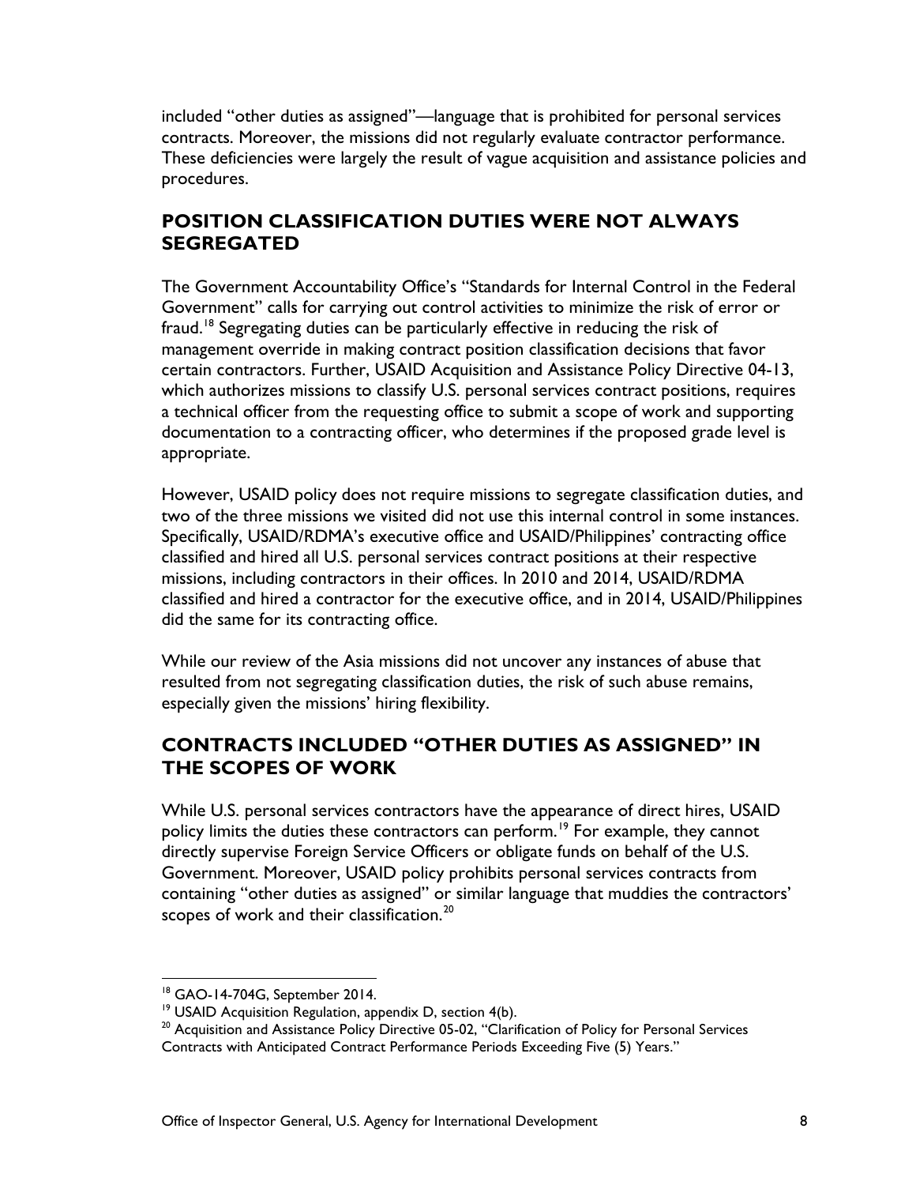included “other duties as assigned”—language that is prohibited for personal services contracts. Moreover, the missions did not regularly evaluate contractor performance. These deficiencies were largely the result of vague acquisition and assistance policies and procedures.

## POSITION CLASSIFICATION DUTIES WERE NOT ALWAYS SEGREGATED

The Government Accountability Office’s “Standards for Internal Control in the Federal Government” calls for carrying out control activities to minimize the risk of error or fraud.[18] Segregating duties can be particularly effective in reducing the risk of management override in making contract position classification decisions that favor certain contractors. Further, USAID Acquisition and Assistance Policy Directive 04-13, which authorizes missions to classify U.S. personal services contract positions, requires a technical officer from the requesting office to submit a scope of work and supporting documentation to a contracting officer, who determines if the proposed grade level is appropriate.

However, USAID policy does not require missions to segregate classification duties, and two of the three missions we visited did not use this internal control in some instances. Specifically, USAID/RDMA’s executive office and USAID/Philippines’ contracting office classified and hired all U.S. personal services contract positions at their respective missions, including contractors in their offices. In 2010 and 2014, USAID/RDMA classified and hired a contractor for the executive office, and in 2014, USAID/Philippines did the same for its contracting office.

While our review of the Asia missions did not uncover any instances of abuse that resulted from not segregating classification duties, the risk of such abuse remains, especially given the missions’ hiring flexibility.

## CONTRACTS INCLUDED “OTHER DUTIES AS ASSIGNED” IN THE SCOPES OF WORK

While U.S. personal services contractors have the appearance of direct hires, USAID policy limits the duties these contractors can perform.[19] For example, they cannot directly supervise Foreign Service Officers or obligate funds on behalf of the U.S. Government. Moreover, USAID policy prohibits personal services contracts from containing “other duties as assigned” or similar language that muddies the contractors’ scopes of work and their classification.[20]

---

[18] GAO-14-704G, September 2014.

[19] USAID Acquisition Regulation, appendix D, section 4(b).

[20] Acquisition and Assistance Policy Directive 05-02, “Clarification of Policy for Personal Services Contracts with Anticipated Contract Performance Periods Exceeding Five (5) Years.”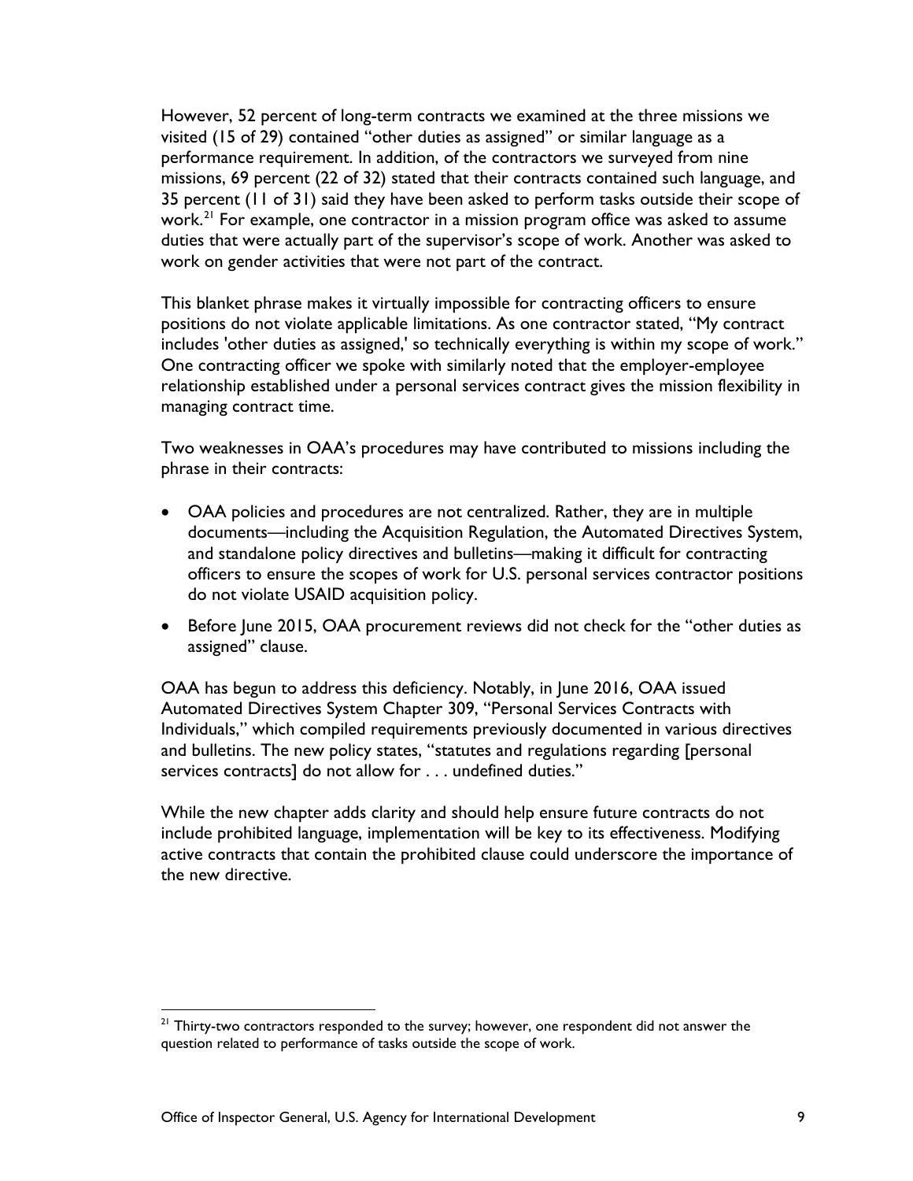However, 52 percent of long-term contracts we examined at the three missions we visited (15 of 29) contained "other duties as assigned" or similar language as a performance requirement. In addition, of the contractors we surveyed from nine missions, 69 percent (22 of 32) stated that their contracts contained such language, and 35 percent (11 of 31) said they have been asked to perform tasks outside their scope of work.[21] For example, one contractor in a mission program office was asked to assume duties that were actually part of the supervisor's scope of work. Another was asked to work on gender activities that were not part of the contract.

This blanket phrase makes it virtually impossible for contracting officers to ensure positions do not violate applicable limitations. As one contractor stated, "My contract includes 'other duties as assigned,' so technically everything is within my scope of work." One contracting officer we spoke with similarly noted that the employer-employee relationship established under a personal services contract gives the mission flexibility in managing contract time.

Two weaknesses in OAA's procedures may have contributed to missions including the phrase in their contracts:

- OAA policies and procedures are not centralized. Rather, they are in multiple documents—including the Acquisition Regulation, the Automated Directives System, and standalone policy directives and bulletins—making it difficult for contracting officers to ensure the scopes of work for U.S. personal services contractor positions do not violate USAID acquisition policy.
- Before June 2015, OAA procurement reviews did not check for the "other duties as assigned" clause.

OAA has begun to address this deficiency. Notably, in June 2016, OAA issued Automated Directives System Chapter 309, "Personal Services Contracts with Individuals," which compiled requirements previously documented in various directives and bulletins. The new policy states, "statutes and regulations regarding [personal services contracts] do not allow for . . . undefined duties."

While the new chapter adds clarity and should help ensure future contracts do not include prohibited language, implementation will be key to its effectiveness. Modifying active contracts that contain the prohibited clause could underscore the importance of the new directive.

[21] Thirty-two contractors responded to the survey; however, one respondent did not answer the question related to performance of tasks outside the scope of work.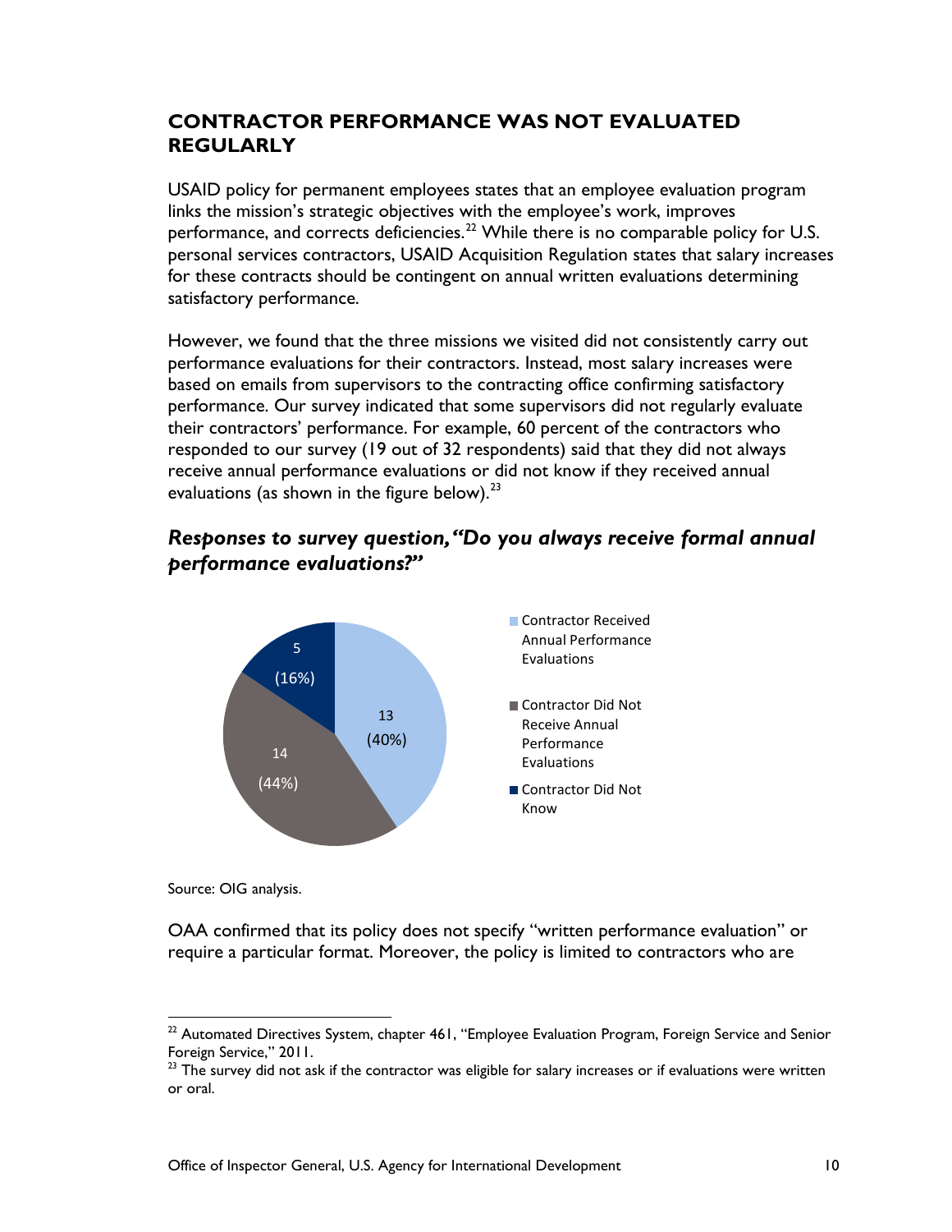## CONTRACTOR PERFORMANCE WAS NOT EVALUATED REGULARLY

USAID policy for permanent employees states that an employee evaluation program links the mission's strategic objectives with the employee's work, improves performance, and corrects deficiencies.[22] While there is no comparable policy for U.S. personal services contractors, USAID Acquisition Regulation states that salary increases for these contracts should be contingent on annual written evaluations determining satisfactory performance.

However, we found that the three missions we visited did not consistently carry out performance evaluations for their contractors. Instead, most salary increases were based on emails from supervisors to the contracting office confirming satisfactory performance. Our survey indicated that some supervisors did not regularly evaluate their contractors' performance. For example, 60 percent of the contractors who responded to our survey (19 out of 32 respondents) said that they did not always receive annual performance evaluations or did not know if they received annual evaluations (as shown in the figure below).[23]

***Responses to survey question, "Do you always receive formal annual performance evaluations?"***

| Response | Number | Percent |
|---|---|---|
| Contractor Received Annual Performance Evaluations | 13 | (40%) |
| Contractor Did Not Receive Annual Performance Evaluations | 14 | (44%) |
| Contractor Did Not Know | 5 | (16%) |

Source: OIG analysis.

OAA confirmed that its policy does not specify "written performance evaluation" or require a particular format. Moreover, the policy is limited to contractors who are

---

[22] Automated Directives System, chapter 461, "Employee Evaluation Program, Foreign Service and Senior Foreign Service," 2011.

[23] The survey did not ask if the contractor was eligible for salary increases or if evaluations were written or oral.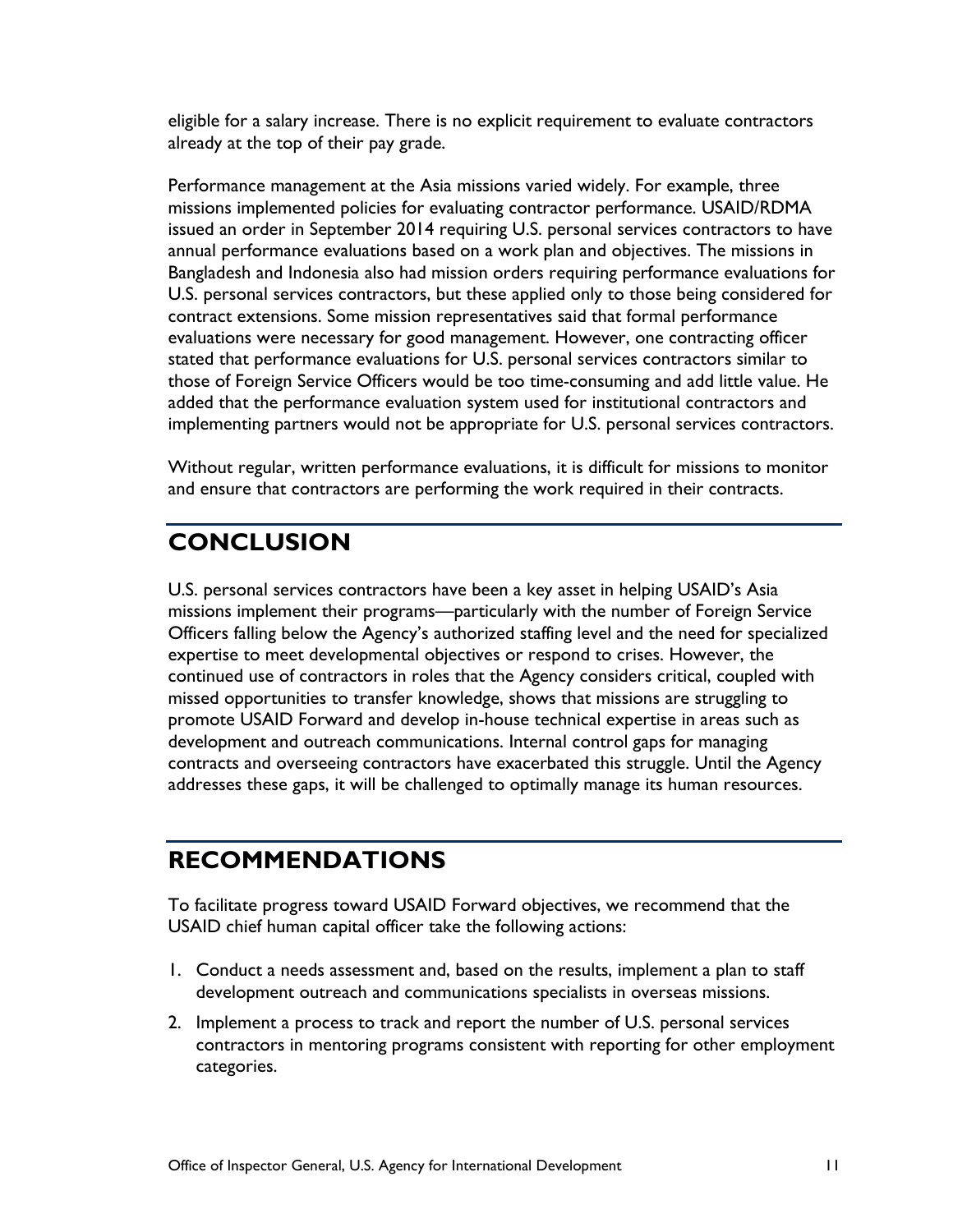eligible for a salary increase. There is no explicit requirement to evaluate contractors already at the top of their pay grade.

Performance management at the Asia missions varied widely. For example, three missions implemented policies for evaluating contractor performance. USAID/RDMA issued an order in September 2014 requiring U.S. personal services contractors to have annual performance evaluations based on a work plan and objectives. The missions in Bangladesh and Indonesia also had mission orders requiring performance evaluations for U.S. personal services contractors, but these applied only to those being considered for contract extensions. Some mission representatives said that formal performance evaluations were necessary for good management. However, one contracting officer stated that performance evaluations for U.S. personal services contractors similar to those of Foreign Service Officers would be too time-consuming and add little value. He added that the performance evaluation system used for institutional contractors and implementing partners would not be appropriate for U.S. personal services contractors.

Without regular, written performance evaluations, it is difficult for missions to monitor and ensure that contractors are performing the work required in their contracts.

# CONCLUSION

U.S. personal services contractors have been a key asset in helping USAID's Asia missions implement their programs—particularly with the number of Foreign Service Officers falling below the Agency's authorized staffing level and the need for specialized expertise to meet developmental objectives or respond to crises. However, the continued use of contractors in roles that the Agency considers critical, coupled with missed opportunities to transfer knowledge, shows that missions are struggling to promote USAID Forward and develop in-house technical expertise in areas such as development and outreach communications. Internal control gaps for managing contracts and overseeing contractors have exacerbated this struggle. Until the Agency addresses these gaps, it will be challenged to optimally manage its human resources.

# RECOMMENDATIONS

To facilitate progress toward USAID Forward objectives, we recommend that the USAID chief human capital officer take the following actions:

1. Conduct a needs assessment and, based on the results, implement a plan to staff development outreach and communications specialists in overseas missions.
2. Implement a process to track and report the number of U.S. personal services contractors in mentoring programs consistent with reporting for other employment categories.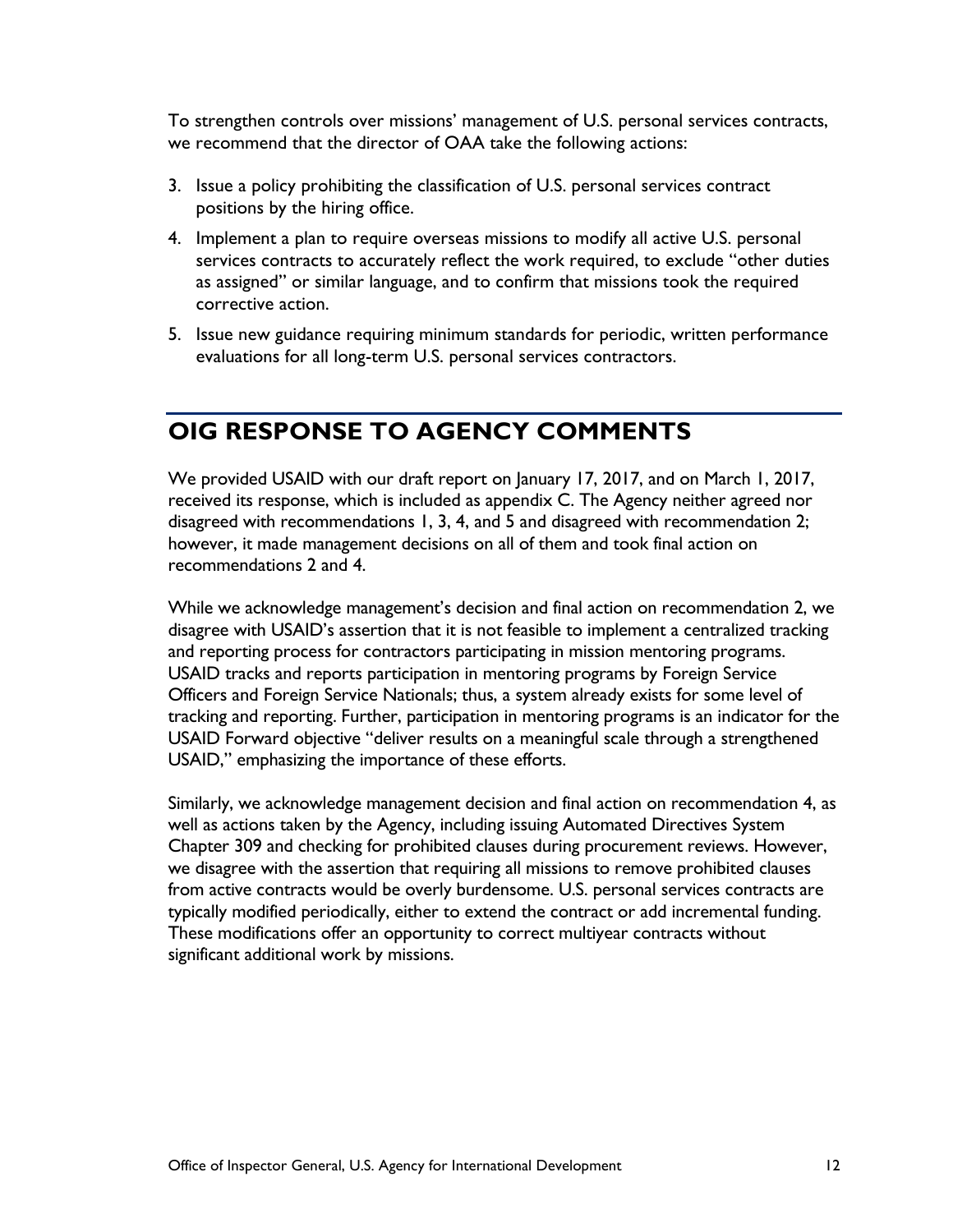To strengthen controls over missions' management of U.S. personal services contracts, we recommend that the director of OAA take the following actions:

3. Issue a policy prohibiting the classification of U.S. personal services contract positions by the hiring office.
4. Implement a plan to require overseas missions to modify all active U.S. personal services contracts to accurately reflect the work required, to exclude "other duties as assigned" or similar language, and to confirm that missions took the required corrective action.
5. Issue new guidance requiring minimum standards for periodic, written performance evaluations for all long-term U.S. personal services contractors.

## OIG RESPONSE TO AGENCY COMMENTS

We provided USAID with our draft report on January 17, 2017, and on March 1, 2017, received its response, which is included as appendix C. The Agency neither agreed nor disagreed with recommendations 1, 3, 4, and 5 and disagreed with recommendation 2; however, it made management decisions on all of them and took final action on recommendations 2 and 4.

While we acknowledge management's decision and final action on recommendation 2, we disagree with USAID's assertion that it is not feasible to implement a centralized tracking and reporting process for contractors participating in mission mentoring programs. USAID tracks and reports participation in mentoring programs by Foreign Service Officers and Foreign Service Nationals; thus, a system already exists for some level of tracking and reporting. Further, participation in mentoring programs is an indicator for the USAID Forward objective "deliver results on a meaningful scale through a strengthened USAID," emphasizing the importance of these efforts.

Similarly, we acknowledge management decision and final action on recommendation 4, as well as actions taken by the Agency, including issuing Automated Directives System Chapter 309 and checking for prohibited clauses during procurement reviews. However, we disagree with the assertion that requiring all missions to remove prohibited clauses from active contracts would be overly burdensome. U.S. personal services contracts are typically modified periodically, either to extend the contract or add incremental funding. These modifications offer an opportunity to correct multiyear contracts without significant additional work by missions.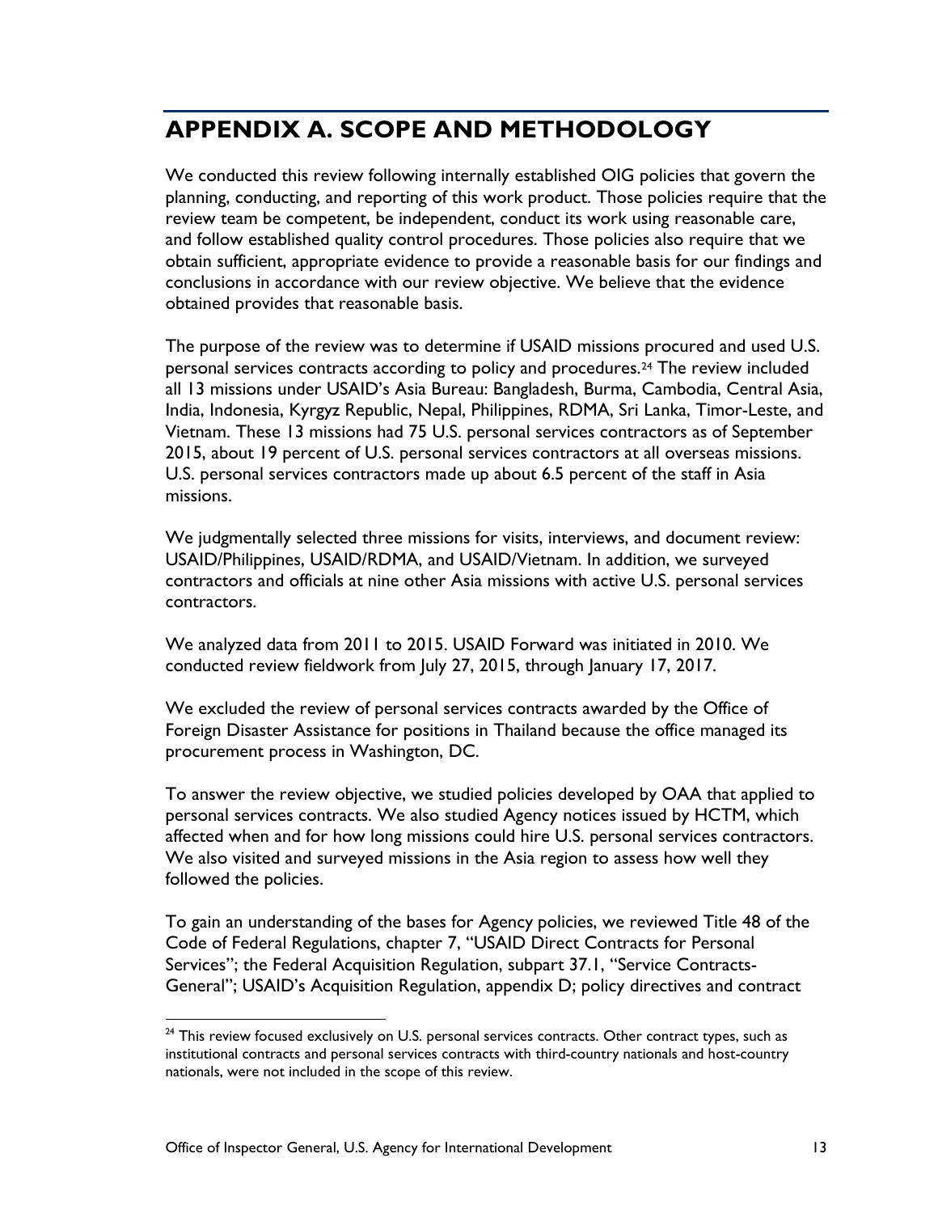# APPENDIX A. SCOPE AND METHODOLOGY

We conducted this review following internally established OIG policies that govern the planning, conducting, and reporting of this work product. Those policies require that the review team be competent, be independent, conduct its work using reasonable care, and follow established quality control procedures. Those policies also require that we obtain sufficient, appropriate evidence to provide a reasonable basis for our findings and conclusions in accordance with our review objective. We believe that the evidence obtained provides that reasonable basis.

The purpose of the review was to determine if USAID missions procured and used U.S. personal services contracts according to policy and procedures.[24] The review included all 13 missions under USAID's Asia Bureau: Bangladesh, Burma, Cambodia, Central Asia, India, Indonesia, Kyrgyz Republic, Nepal, Philippines, RDMA, Sri Lanka, Timor-Leste, and Vietnam. These 13 missions had 75 U.S. personal services contractors as of September 2015, about 19 percent of U.S. personal services contractors at all overseas missions. U.S. personal services contractors made up about 6.5 percent of the staff in Asia missions.

We judgmentally selected three missions for visits, interviews, and document review: USAID/Philippines, USAID/RDMA, and USAID/Vietnam. In addition, we surveyed contractors and officials at nine other Asia missions with active U.S. personal services contractors.

We analyzed data from 2011 to 2015. USAID Forward was initiated in 2010. We conducted review fieldwork from July 27, 2015, through January 17, 2017.

We excluded the review of personal services contracts awarded by the Office of Foreign Disaster Assistance for positions in Thailand because the office managed its procurement process in Washington, DC.

To answer the review objective, we studied policies developed by OAA that applied to personal services contracts. We also studied Agency notices issued by HCTM, which affected when and for how long missions could hire U.S. personal services contractors. We also visited and surveyed missions in the Asia region to assess how well they followed the policies.

To gain an understanding of the bases for Agency policies, we reviewed Title 48 of the Code of Federal Regulations, chapter 7, "USAID Direct Contracts for Personal Services"; the Federal Acquisition Regulation, subpart 37.1, "Service Contracts-General"; USAID's Acquisition Regulation, appendix D; policy directives and contract

[24] This review focused exclusively on U.S. personal services contracts. Other contract types, such as institutional contracts and personal services contracts with third-country nationals and host-country nationals, were not included in the scope of this review.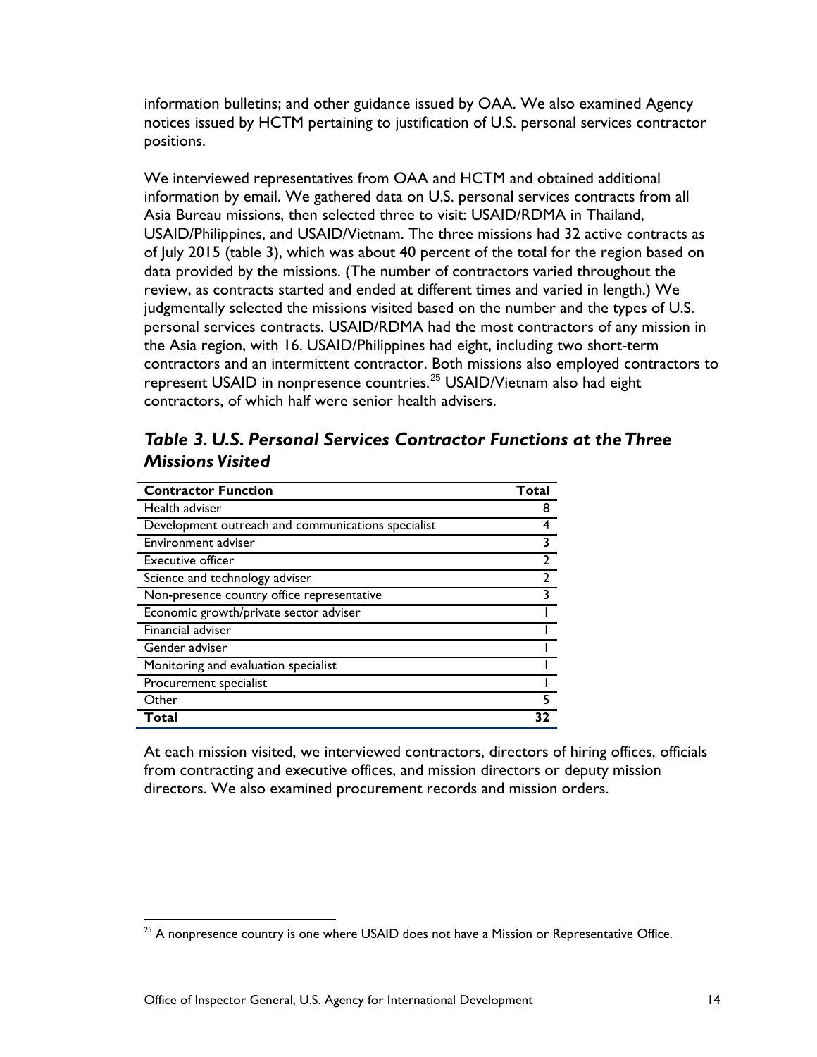information bulletins; and other guidance issued by OAA. We also examined Agency notices issued by HCTM pertaining to justification of U.S. personal services contractor positions.

We interviewed representatives from OAA and HCTM and obtained additional information by email. We gathered data on U.S. personal services contracts from all Asia Bureau missions, then selected three to visit: USAID/RDMA in Thailand, USAID/Philippines, and USAID/Vietnam. The three missions had 32 active contracts as of July 2015 (table 3), which was about 40 percent of the total for the region based on data provided by the missions. (The number of contractors varied throughout the review, as contracts started and ended at different times and varied in length.) We judgmentally selected the missions visited based on the number and the types of U.S. personal services contracts. USAID/RDMA had the most contractors of any mission in the Asia region, with 16. USAID/Philippines had eight, including two short-term contractors and an intermittent contractor. Both missions also employed contractors to represent USAID in nonpresence countries.[25] USAID/Vietnam also had eight contractors, of which half were senior health advisers.

## *Table 3. U.S. Personal Services Contractor Functions at the Three Missions Visited*

| Contractor Function | Total |
|---|---|
| Health adviser | 8 |
| Development outreach and communications specialist | 4 |
| Environment adviser | 3 |
| Executive officer | 2 |
| Science and technology adviser | 2 |
| Non-presence country office representative | 3 |
| Economic growth/private sector adviser | 1 |
| Financial adviser | 1 |
| Gender adviser | 1 |
| Monitoring and evaluation specialist | 1 |
| Procurement specialist | 1 |
| Other | 5 |
| **Total** | **32** |

At each mission visited, we interviewed contractors, directors of hiring offices, officials from contracting and executive offices, and mission directors or deputy mission directors. We also examined procurement records and mission orders.

[25] A nonpresence country is one where USAID does not have a Mission or Representative Office.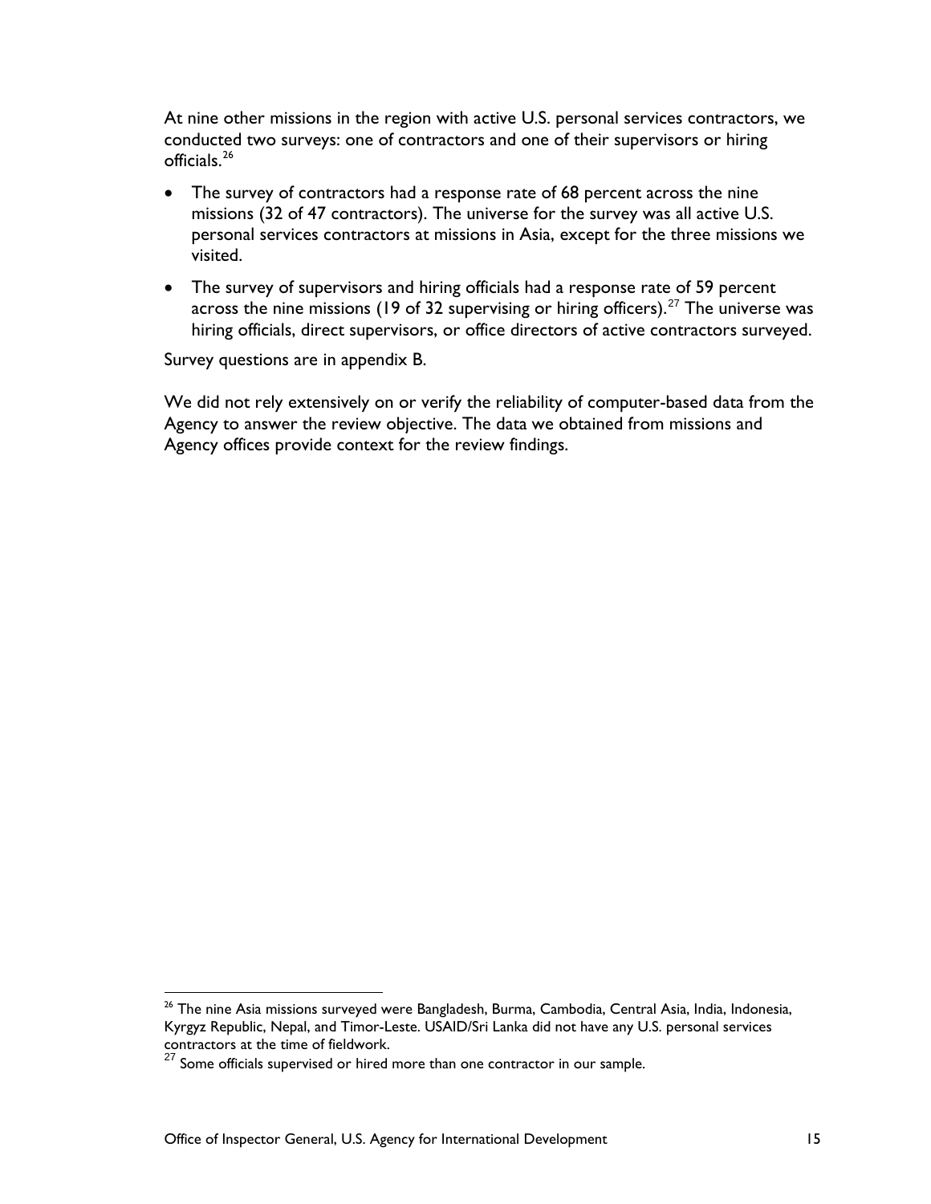At nine other missions in the region with active U.S. personal services contractors, we conducted two surveys: one of contractors and one of their supervisors or hiring officials.[26]

- The survey of contractors had a response rate of 68 percent across the nine missions (32 of 47 contractors). The universe for the survey was all active U.S. personal services contractors at missions in Asia, except for the three missions we visited.
- The survey of supervisors and hiring officials had a response rate of 59 percent across the nine missions (19 of 32 supervising or hiring officers).[27] The universe was hiring officials, direct supervisors, or office directors of active contractors surveyed.

Survey questions are in appendix B.

We did not rely extensively on or verify the reliability of computer-based data from the Agency to answer the review objective. The data we obtained from missions and Agency offices provide context for the review findings.

---

[26] The nine Asia missions surveyed were Bangladesh, Burma, Cambodia, Central Asia, India, Indonesia, Kyrgyz Republic, Nepal, and Timor-Leste. USAID/Sri Lanka did not have any U.S. personal services contractors at the time of fieldwork.

[27] Some officials supervised or hired more than one contractor in our sample.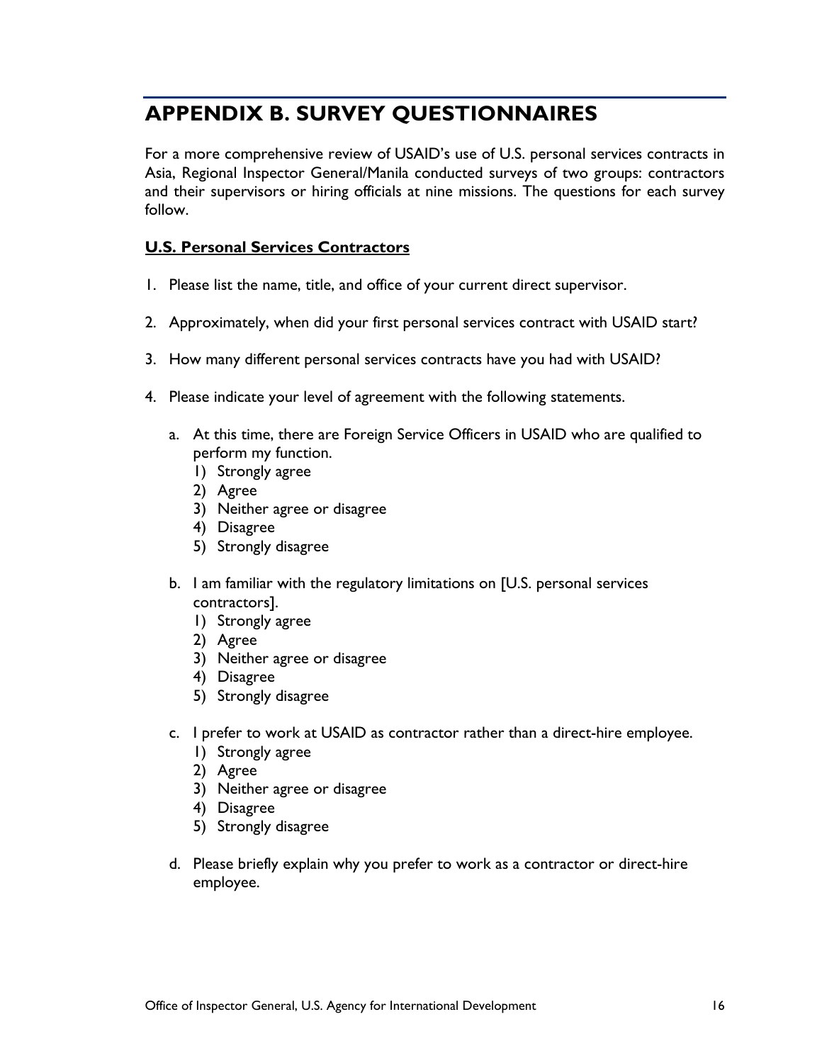# APPENDIX B. SURVEY QUESTIONNAIRES

For a more comprehensive review of USAID's use of U.S. personal services contracts in Asia, Regional Inspector General/Manila conducted surveys of two groups: contractors and their supervisors or hiring officials at nine missions. The questions for each survey follow.

**U.S. Personal Services Contractors**

1. Please list the name, title, and office of your current direct supervisor.

2. Approximately, when did your first personal services contract with USAID start?

3. How many different personal services contracts have you had with USAID?

4. Please indicate your level of agreement with the following statements.

   a. At this time, there are Foreign Service Officers in USAID who are qualified to perform my function.
      1) Strongly agree
      2) Agree
      3) Neither agree or disagree
      4) Disagree
      5) Strongly disagree

   b. I am familiar with the regulatory limitations on [U.S. personal services contractors].
      1) Strongly agree
      2) Agree
      3) Neither agree or disagree
      4) Disagree
      5) Strongly disagree

   c. I prefer to work at USAID as contractor rather than a direct-hire employee.
      1) Strongly agree
      2) Agree
      3) Neither agree or disagree
      4) Disagree
      5) Strongly disagree

   d. Please briefly explain why you prefer to work as a contractor or direct-hire employee.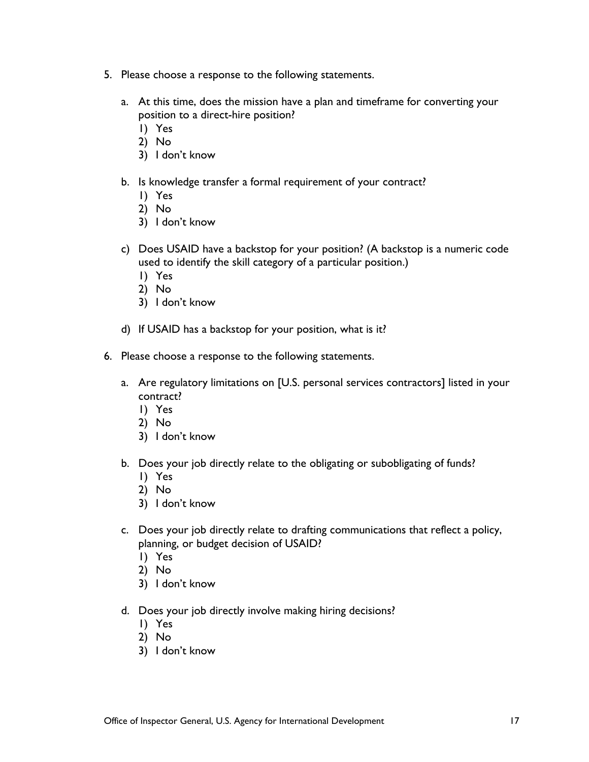5. Please choose a response to the following statements.

   a. At this time, does the mission have a plan and timeframe for converting your position to a direct-hire position?
      1) Yes
      2) No
      3) I don't know

   b. Is knowledge transfer a formal requirement of your contract?
      1) Yes
      2) No
      3) I don't know

   c) Does USAID have a backstop for your position? (A backstop is a numeric code used to identify the skill category of a particular position.)
      1) Yes
      2) No
      3) I don't know

   d) If USAID has a backstop for your position, what is it?

6. Please choose a response to the following statements.

   a. Are regulatory limitations on [U.S. personal services contractors] listed in your contract?
      1) Yes
      2) No
      3) I don't know

   b. Does your job directly relate to the obligating or subobligating of funds?
      1) Yes
      2) No
      3) I don't know

   c. Does your job directly relate to drafting communications that reflect a policy, planning, or budget decision of USAID?
      1) Yes
      2) No
      3) I don't know

   d. Does your job directly involve making hiring decisions?
      1) Yes
      2) No
      3) I don't know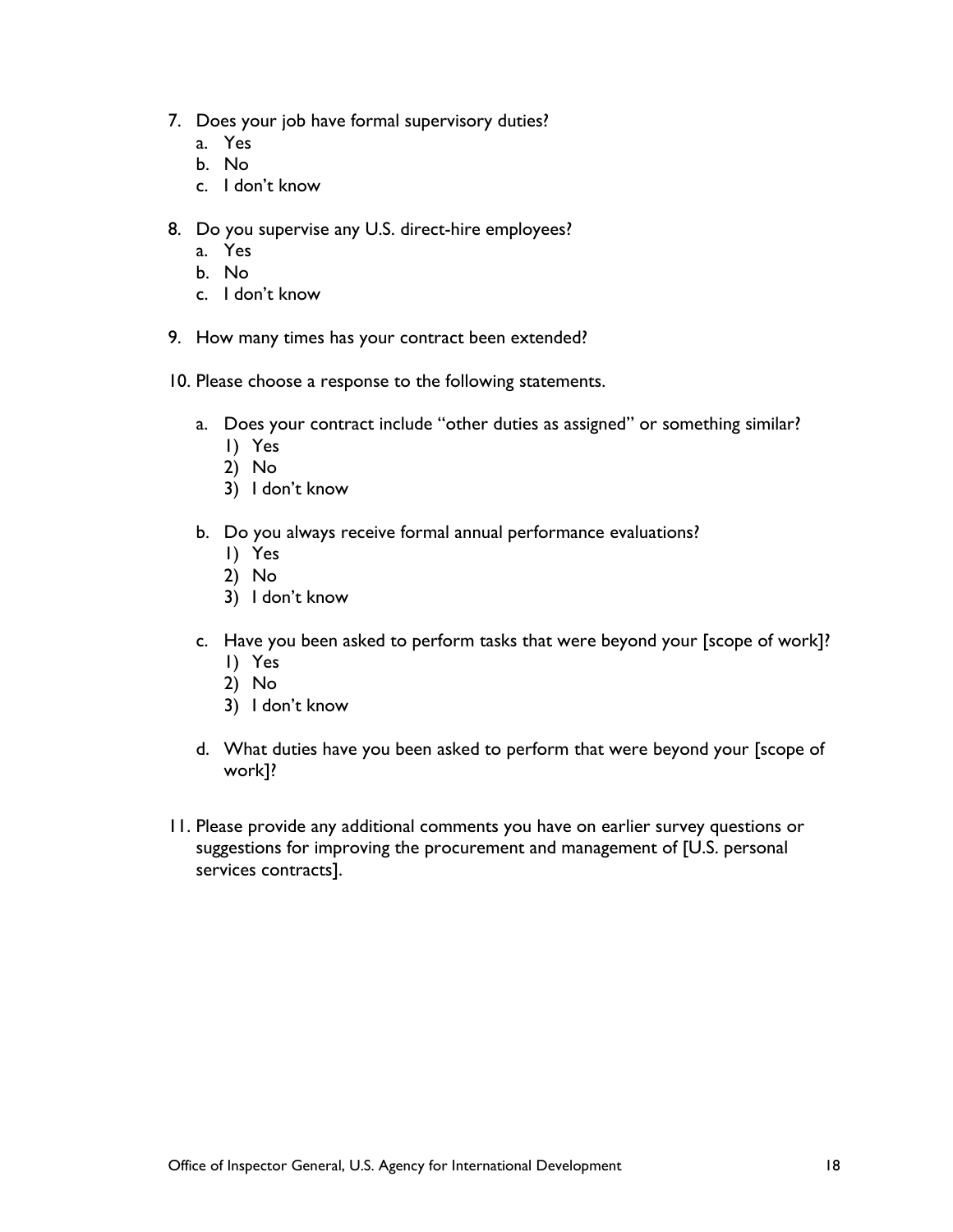7. Does your job have formal supervisory duties?
   a. Yes
   b. No
   c. I don't know

8. Do you supervise any U.S. direct-hire employees?
   a. Yes
   b. No
   c. I don't know

9. How many times has your contract been extended?

10. Please choose a response to the following statements.

    a. Does your contract include "other duties as assigned" or something similar?
       1) Yes
       2) No
       3) I don't know

    b. Do you always receive formal annual performance evaluations?
       1) Yes
       2) No
       3) I don't know

    c. Have you been asked to perform tasks that were beyond your [scope of work]?
       1) Yes
       2) No
       3) I don't know

    d. What duties have you been asked to perform that were beyond your [scope of work]?

11. Please provide any additional comments you have on earlier survey questions or suggestions for improving the procurement and management of [U.S. personal services contracts].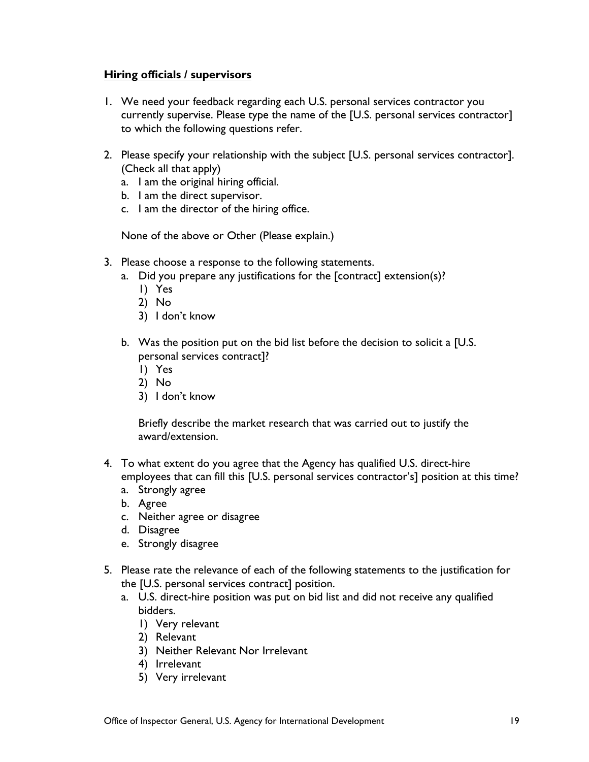**Hiring officials / supervisors**

1. We need your feedback regarding each U.S. personal services contractor you currently supervise. Please type the name of the [U.S. personal services contractor] to which the following questions refer.

2. Please specify your relationship with the subject [U.S. personal services contractor]. (Check all that apply)
   a. I am the original hiring official.
   b. I am the direct supervisor.
   c. I am the director of the hiring office.

   None of the above or Other (Please explain.)

3. Please choose a response to the following statements.
   a. Did you prepare any justifications for the [contract] extension(s)?
      1) Yes
      2) No
      3) I don't know

   b. Was the position put on the bid list before the decision to solicit a [U.S. personal services contract]?
      1) Yes
      2) No
      3) I don't know

      Briefly describe the market research that was carried out to justify the award/extension.

4. To what extent do you agree that the Agency has qualified U.S. direct-hire employees that can fill this [U.S. personal services contractor's] position at this time?
   a. Strongly agree
   b. Agree
   c. Neither agree or disagree
   d. Disagree
   e. Strongly disagree

5. Please rate the relevance of each of the following statements to the justification for the [U.S. personal services contract] position.
   a. U.S. direct-hire position was put on bid list and did not receive any qualified bidders.
      1) Very relevant
      2) Relevant
      3) Neither Relevant Nor Irrelevant
      4) Irrelevant
      5) Very irrelevant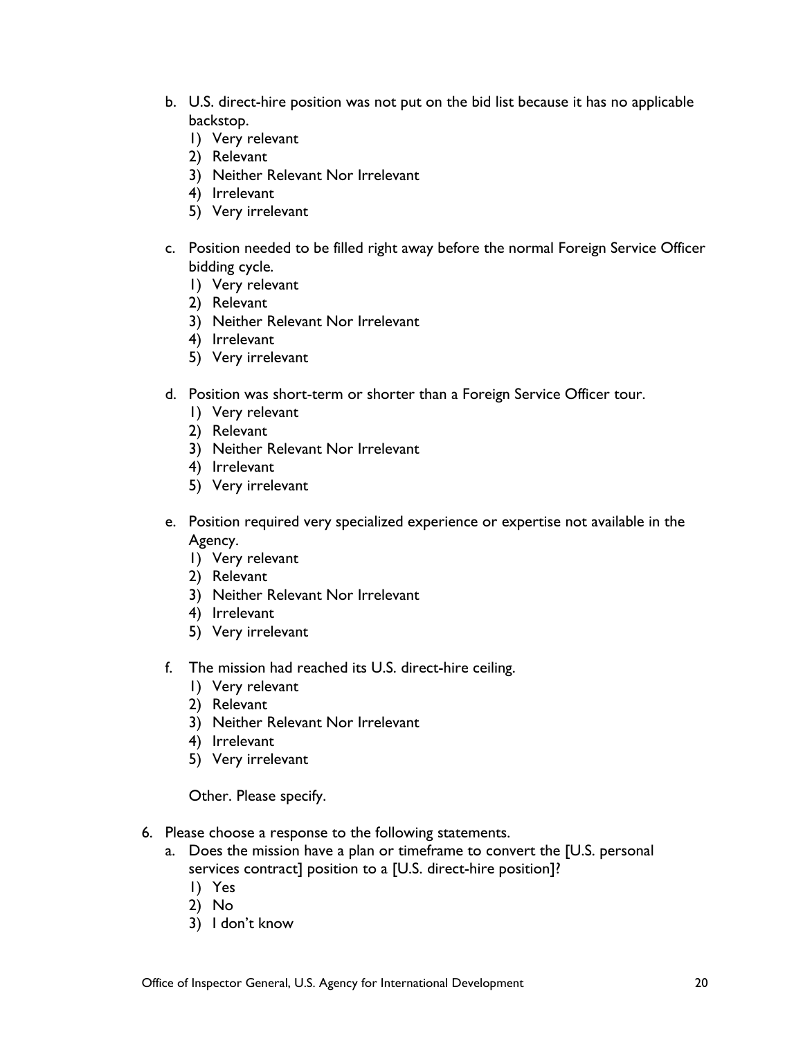b. U.S. direct-hire position was not put on the bid list because it has no applicable backstop.
   1) Very relevant
   2) Relevant
   3) Neither Relevant Nor Irrelevant
   4) Irrelevant
   5) Very irrelevant

c. Position needed to be filled right away before the normal Foreign Service Officer bidding cycle.
   1) Very relevant
   2) Relevant
   3) Neither Relevant Nor Irrelevant
   4) Irrelevant
   5) Very irrelevant

d. Position was short-term or shorter than a Foreign Service Officer tour.
   1) Very relevant
   2) Relevant
   3) Neither Relevant Nor Irrelevant
   4) Irrelevant
   5) Very irrelevant

e. Position required very specialized experience or expertise not available in the Agency.
   1) Very relevant
   2) Relevant
   3) Neither Relevant Nor Irrelevant
   4) Irrelevant
   5) Very irrelevant

f. The mission had reached its U.S. direct-hire ceiling.
   1) Very relevant
   2) Relevant
   3) Neither Relevant Nor Irrelevant
   4) Irrelevant
   5) Very irrelevant

   Other. Please specify.

6. Please choose a response to the following statements.
   a. Does the mission have a plan or timeframe to convert the [U.S. personal services contract] position to a [U.S. direct-hire position]?
      1) Yes
      2) No
      3) I don't know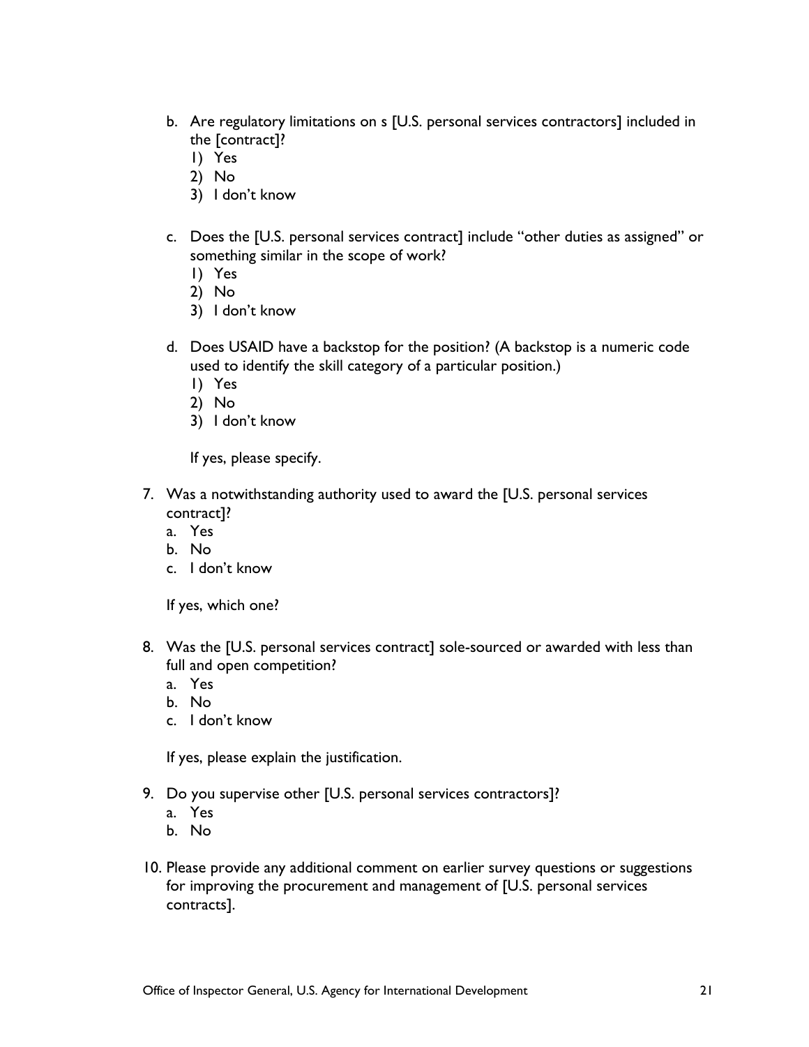b. Are regulatory limitations on s [U.S. personal services contractors] included in the [contract]?
   1) Yes
   2) No
   3) I don't know

c. Does the [U.S. personal services contract] include "other duties as assigned" or something similar in the scope of work?
   1) Yes
   2) No
   3) I don't know

d. Does USAID have a backstop for the position? (A backstop is a numeric code used to identify the skill category of a particular position.)
   1) Yes
   2) No
   3) I don't know

   If yes, please specify.

7. Was a notwithstanding authority used to award the [U.S. personal services contract]?
   a. Yes
   b. No
   c. I don't know

   If yes, which one?

8. Was the [U.S. personal services contract] sole-sourced or awarded with less than full and open competition?
   a. Yes
   b. No
   c. I don't know

   If yes, please explain the justification.

9. Do you supervise other [U.S. personal services contractors]?
   a. Yes
   b. No

10. Please provide any additional comment on earlier survey questions or suggestions for improving the procurement and management of [U.S. personal services contracts].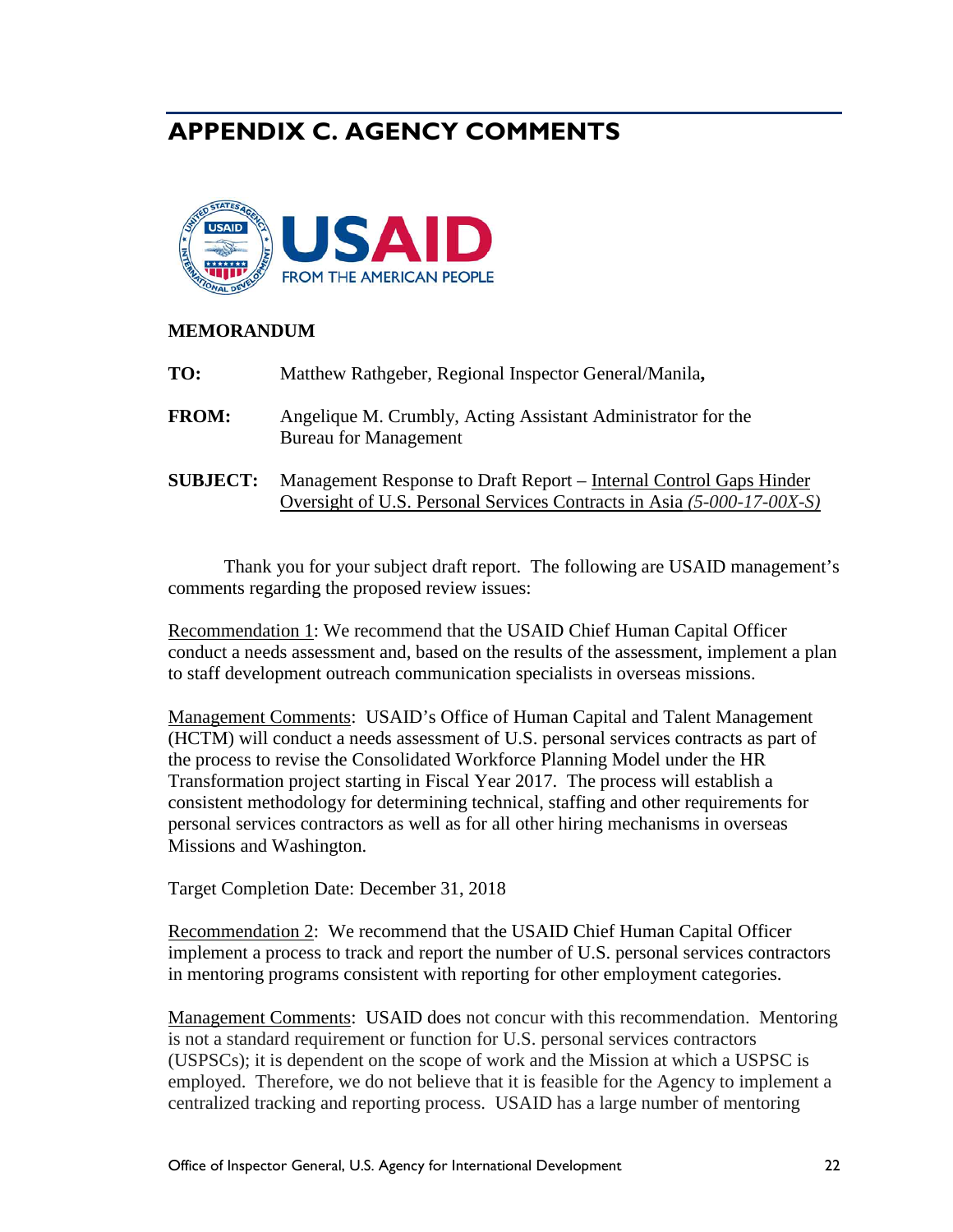## APPENDIX C. AGENCY COMMENTS

USAID
FROM THE AMERICAN PEOPLE

**MEMORANDUM**

**TO:** Matthew Rathgeber, Regional Inspector General/Manila**,**

**FROM:** Angelique M. Crumbly, Acting Assistant Administrator for the Bureau for Management

**SUBJECT:** Management Response to Draft Report – Internal Control Gaps Hinder Oversight of U.S. Personal Services Contracts in Asia *(5-000-17-00X-S)*

Thank you for your subject draft report. The following are USAID management's comments regarding the proposed review issues:

Recommendation 1: We recommend that the USAID Chief Human Capital Officer conduct a needs assessment and, based on the results of the assessment, implement a plan to staff development outreach communication specialists in overseas missions.

Management Comments: USAID's Office of Human Capital and Talent Management (HCTM) will conduct a needs assessment of U.S. personal services contracts as part of the process to revise the Consolidated Workforce Planning Model under the HR Transformation project starting in Fiscal Year 2017. The process will establish a consistent methodology for determining technical, staffing and other requirements for personal services contractors as well as for all other hiring mechanisms in overseas Missions and Washington.

Target Completion Date: December 31, 2018

Recommendation 2: We recommend that the USAID Chief Human Capital Officer implement a process to track and report the number of U.S. personal services contractors in mentoring programs consistent with reporting for other employment categories.

Management Comments: USAID does not concur with this recommendation. Mentoring is not a standard requirement or function for U.S. personal services contractors (USPSCs); it is dependent on the scope of work and the Mission at which a USPSC is employed. Therefore, we do not believe that it is feasible for the Agency to implement a centralized tracking and reporting process. USAID has a large number of mentoring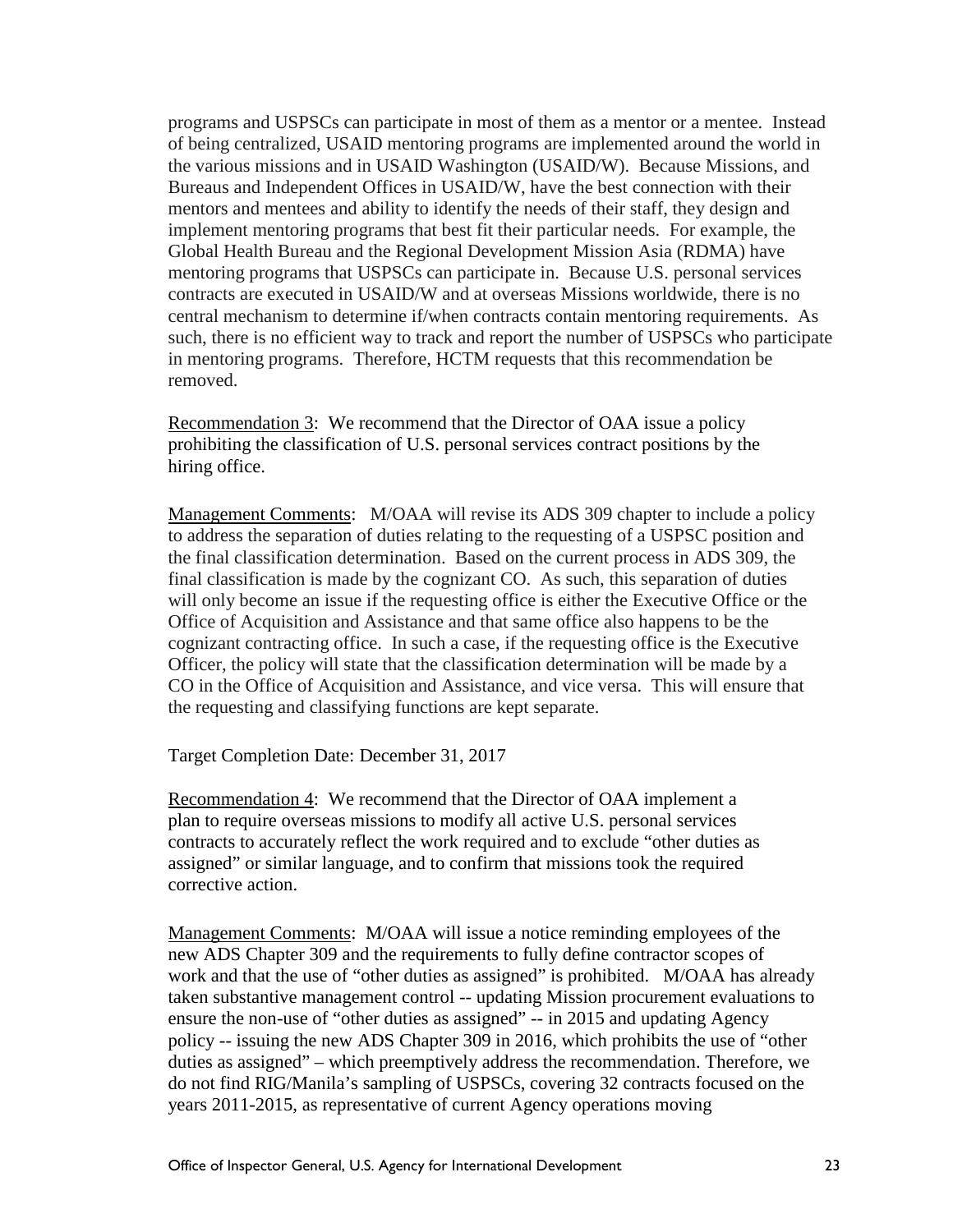programs and USPSCs can participate in most of them as a mentor or a mentee. Instead of being centralized, USAID mentoring programs are implemented around the world in the various missions and in USAID Washington (USAID/W). Because Missions, and Bureaus and Independent Offices in USAID/W, have the best connection with their mentors and mentees and ability to identify the needs of their staff, they design and implement mentoring programs that best fit their particular needs. For example, the Global Health Bureau and the Regional Development Mission Asia (RDMA) have mentoring programs that USPSCs can participate in. Because U.S. personal services contracts are executed in USAID/W and at overseas Missions worldwide, there is no central mechanism to determine if/when contracts contain mentoring requirements. As such, there is no efficient way to track and report the number of USPSCs who participate in mentoring programs. Therefore, HCTM requests that this recommendation be removed.

<u>Recommendation 3</u>: We recommend that the Director of OAA issue a policy prohibiting the classification of U.S. personal services contract positions by the hiring office.

<u>Management Comments</u>: M/OAA will revise its ADS 309 chapter to include a policy to address the separation of duties relating to the requesting of a USPSC position and the final classification determination. Based on the current process in ADS 309, the final classification is made by the cognizant CO. As such, this separation of duties will only become an issue if the requesting office is either the Executive Office or the Office of Acquisition and Assistance and that same office also happens to be the cognizant contracting office. In such a case, if the requesting office is the Executive Officer, the policy will state that the classification determination will be made by a CO in the Office of Acquisition and Assistance, and vice versa. This will ensure that the requesting and classifying functions are kept separate.

Target Completion Date: December 31, 2017

<u>Recommendation 4</u>: We recommend that the Director of OAA implement a plan to require overseas missions to modify all active U.S. personal services contracts to accurately reflect the work required and to exclude "other duties as assigned" or similar language, and to confirm that missions took the required corrective action.

<u>Management Comments</u>: M/OAA will issue a notice reminding employees of the new ADS Chapter 309 and the requirements to fully define contractor scopes of work and that the use of "other duties as assigned" is prohibited. M/OAA has already taken substantive management control -- updating Mission procurement evaluations to ensure the non-use of "other duties as assigned" -- in 2015 and updating Agency policy -- issuing the new ADS Chapter 309 in 2016, which prohibits the use of "other duties as assigned" – which preemptively address the recommendation. Therefore, we do not find RIG/Manila's sampling of USPSCs, covering 32 contracts focused on the years 2011-2015, as representative of current Agency operations moving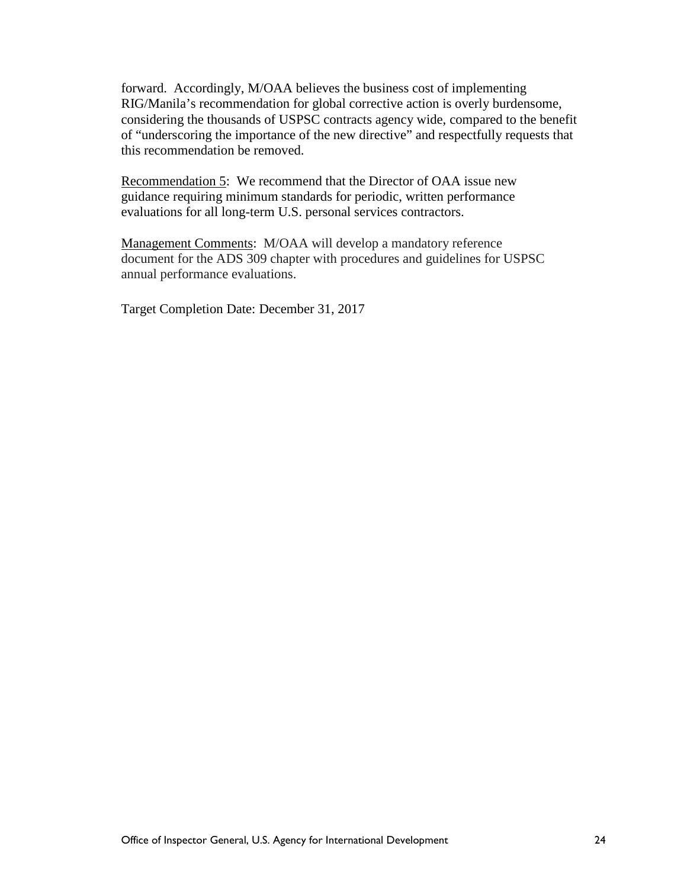forward. Accordingly, M/OAA believes the business cost of implementing RIG/Manila's recommendation for global corrective action is overly burdensome, considering the thousands of USPSC contracts agency wide, compared to the benefit of "underscoring the importance of the new directive" and respectfully requests that this recommendation be removed.

<u>Recommendation 5</u>: We recommend that the Director of OAA issue new guidance requiring minimum standards for periodic, written performance evaluations for all long-term U.S. personal services contractors.

<u>Management Comments</u>: M/OAA will develop a mandatory reference document for the ADS 309 chapter with procedures and guidelines for USPSC annual performance evaluations.

Target Completion Date: December 31, 2017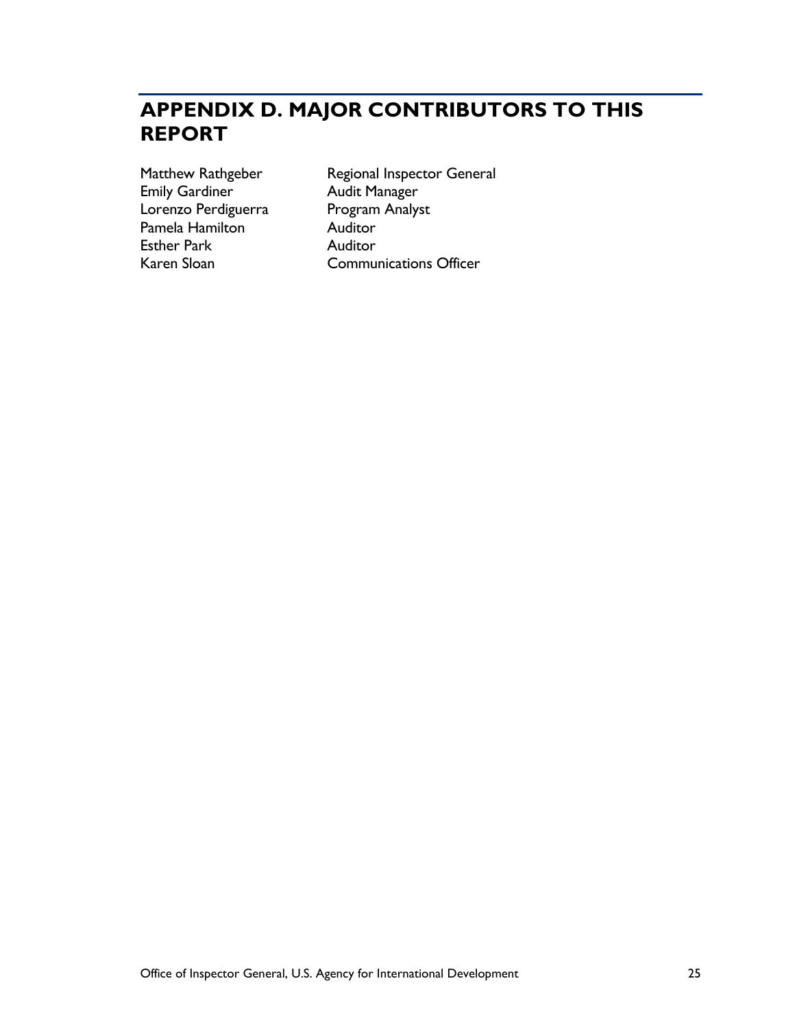# APPENDIX D. MAJOR CONTRIBUTORS TO THIS REPORT

| | |
|---|---|
| Matthew Rathgeber | Regional Inspector General |
| Emily Gardiner | Audit Manager |
| Lorenzo Perdiguerra | Program Analyst |
| Pamela Hamilton | Auditor |
| Esther Park | Auditor |
| Karen Sloan | Communications Officer |